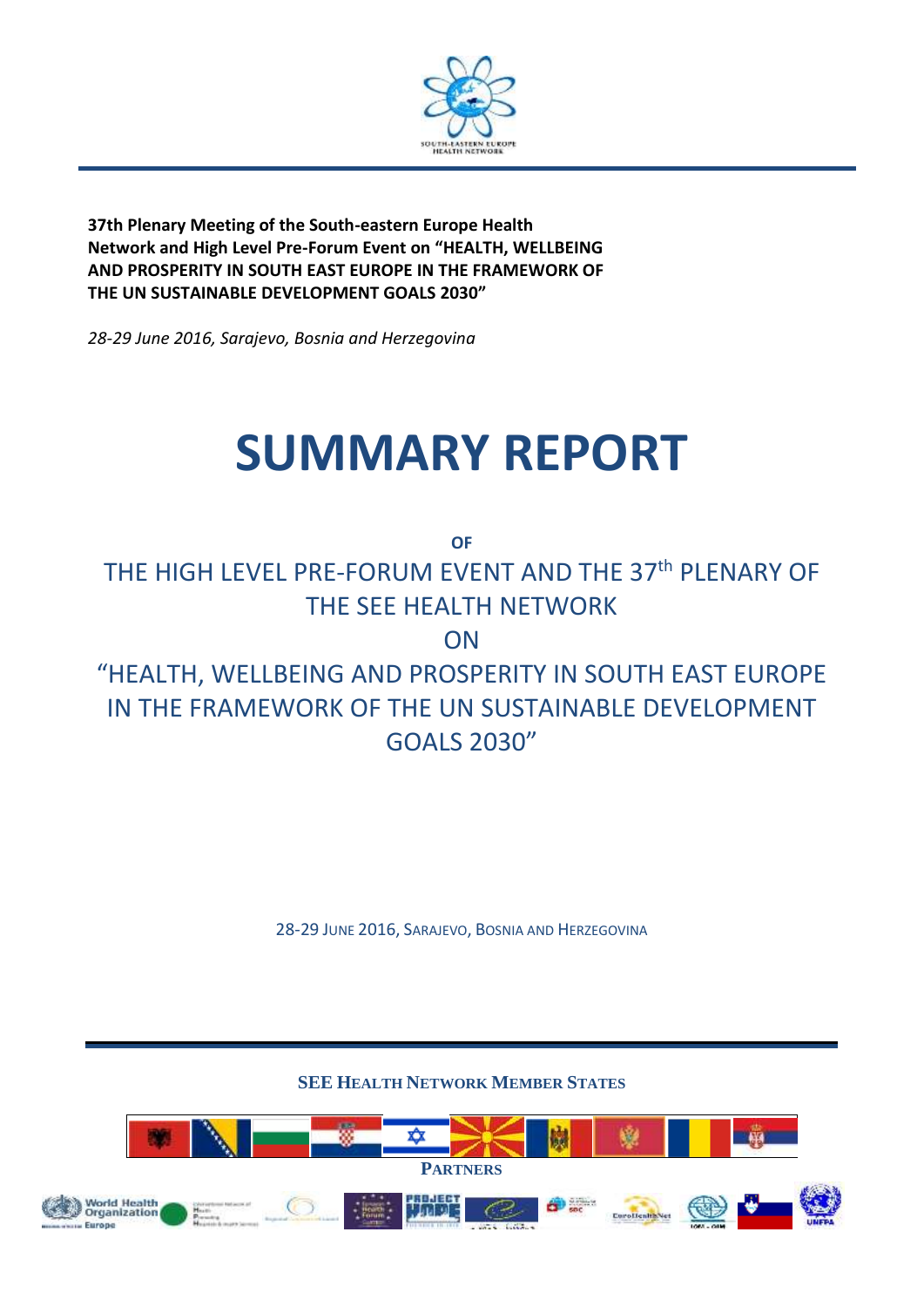**37th Plenary Meeting of the South-eastern Europe Health Network and High Level Pre-Forum Event on "HEALTH, WELLBEING AND PROSPERITY IN SOUTH EAST EUROPE IN THE FRAMEWORK OF THE UN SUSTAINABLE DEVELOPMENT GOALS 2030"**

*28-29 June 2016, Sarajevo, Bosnia and Herzegovina*

# SUMMARY REPORT

OF

THE HIGH LEVEL PRE-FORUM EVENT AND THE 37th PLENARY OF THE SEE HEALTH NETWORK

ON

"HEALTH, WELLBEING AND PROSPERITY IN SOUTH EAST EUROPE IN THE FRAMEWORK OF THE UN SUSTAINABLE DEVELOPMENT GOALS 2030"

28-29 JUNE 2016, SARAJEVO, BOSNIA AND HERZEGOVINA

**SEE HEALTH NETWORK MEMBER STATES**

**PARTNERS**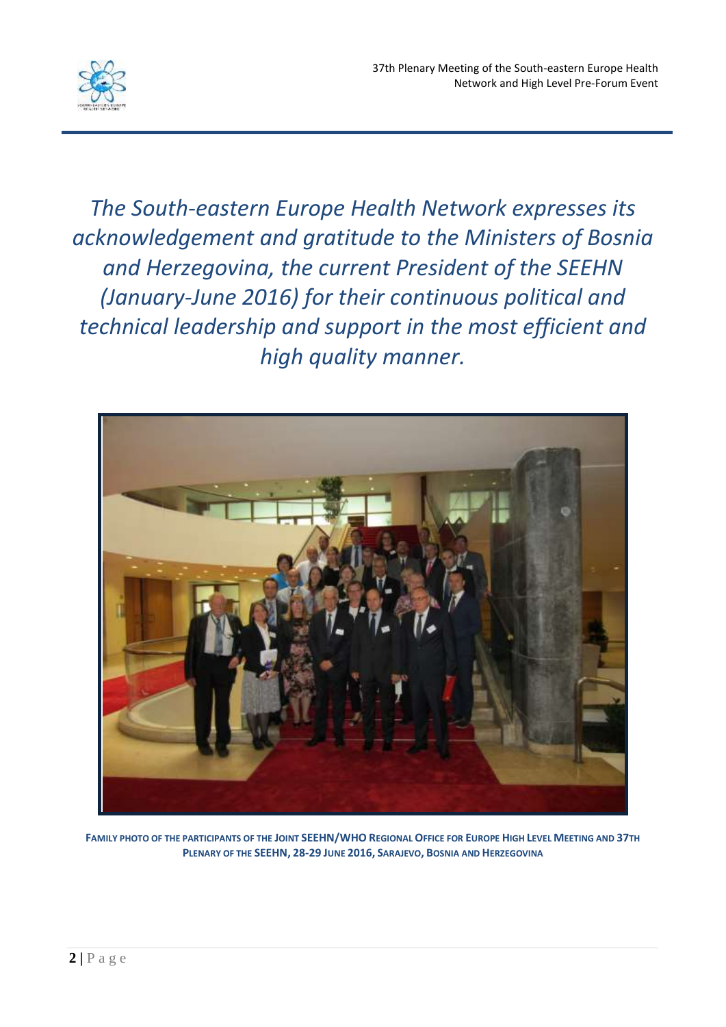*The South-eastern Europe Health Network expresses its acknowledgement and gratitude to the Ministers of Bosnia and Herzegovina, the current President of the SEEHN (January-June 2016) for their continuous political and technical leadership and support in the most efficient and high quality manner.*

**FAMILY PHOTO OF THE PARTICIPANTS OF THE JOINT SEEHN/WHO REGIONAL OFFICE FOR EUROPE HIGH LEVEL MEETING AND 37TH PLENARY OF THE SEEHN, 28-29 JUNE 2016, SARAJEVO, BOSNIA AND HERZEGOVINA**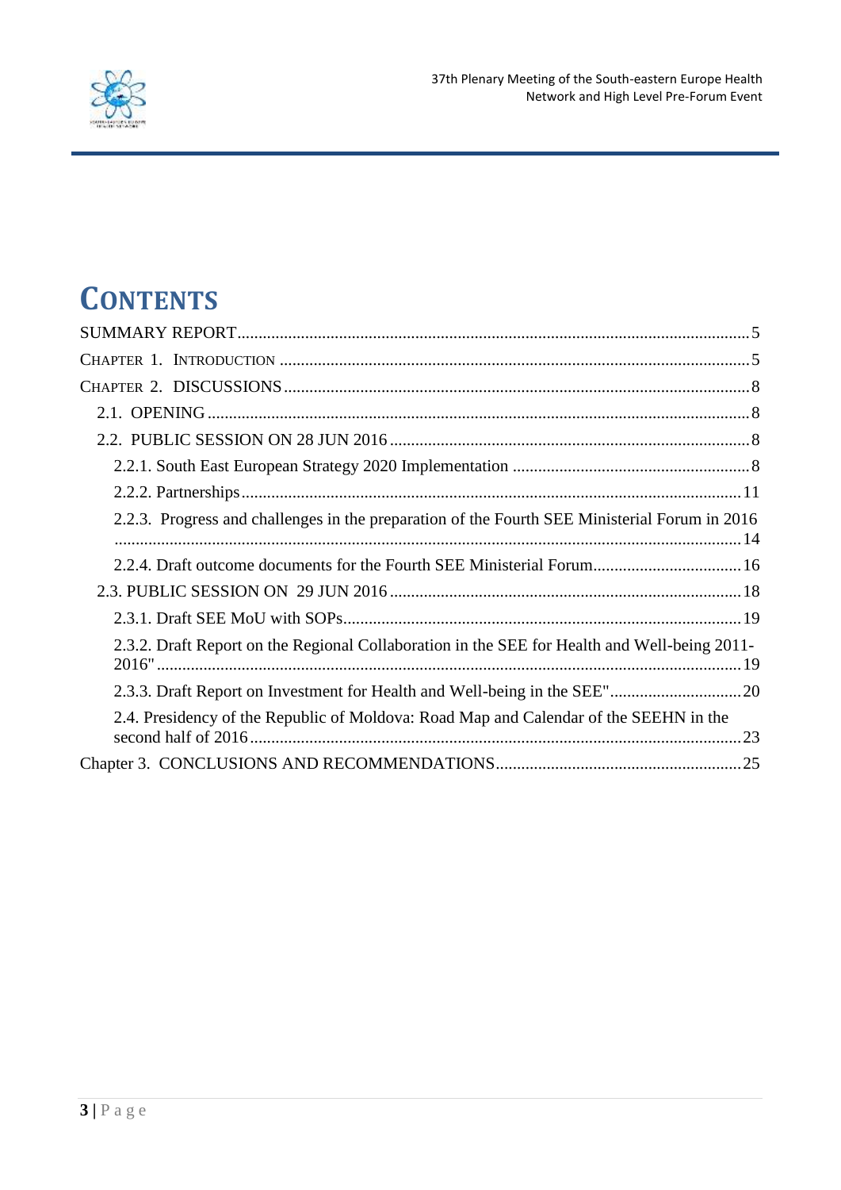# CONTENTS

SUMMARY REPORT ........................................................................ 5

CHAPTER 1. INTRODUCTION ........................................................................ 5

CHAPTER 2. DISCUSSIONS ........................................................................ 8

- 2.1. OPENING ........................................................................ 8
- 2.2. PUBLIC SESSION ON 28 JUN 2016 ........................................................................ 8
  - 2.2.1. South East European Strategy 2020 Implementation ........................................................................ 8
  - 2.2.2. Partnerships ........................................................................ 11
  - 2.2.3. Progress and challenges in the preparation of the Fourth SEE Ministerial Forum in 2016 ........................................................................ 14
  - 2.2.4. Draft outcome documents for the Fourth SEE Ministerial Forum ........................................................................ 16
- 2.3. PUBLIC SESSION ON 29 JUN 2016 ........................................................................ 18
  - 2.3.1. Draft SEE MoU with SOPs ........................................................................ 19
  - 2.3.2. Draft Report on the Regional Collaboration in the SEE for Health and Well-being 2011-2016" ........................................................................ 19
  - 2.3.3. Draft Report on Investment for Health and Well-being in the SEE" ........................................................................ 20
  - 2.4. Presidency of the Republic of Moldova: Road Map and Calendar of the SEEHN in the second half of 2016 ........................................................................ 23

Chapter 3. CONCLUSIONS AND RECOMMENDATIONS ........................................................................ 25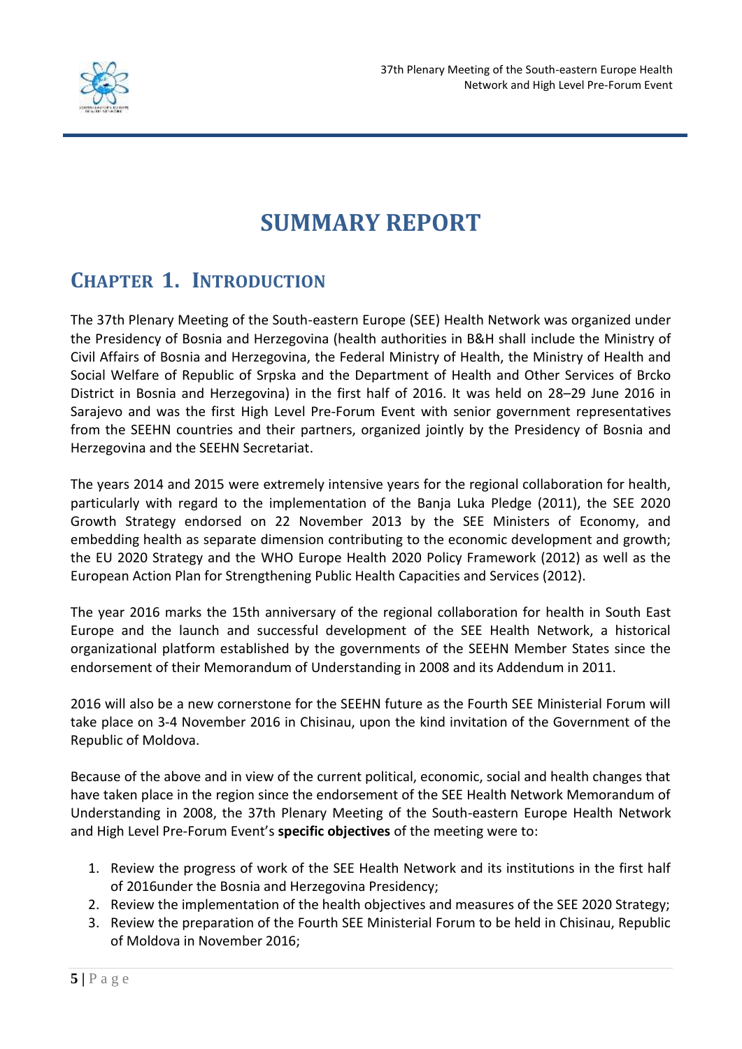# SUMMARY REPORT

## CHAPTER 1. INTRODUCTION

The 37th Plenary Meeting of the South-eastern Europe (SEE) Health Network was organized under the Presidency of Bosnia and Herzegovina (health authorities in B&H shall include the Ministry of Civil Affairs of Bosnia and Herzegovina, the Federal Ministry of Health, the Ministry of Health and Social Welfare of Republic of Srpska and the Department of Health and Other Services of Brcko District in Bosnia and Herzegovina) in the first half of 2016. It was held on 28–29 June 2016 in Sarajevo and was the first High Level Pre-Forum Event with senior government representatives from the SEEHN countries and their partners, organized jointly by the Presidency of Bosnia and Herzegovina and the SEEHN Secretariat.

The years 2014 and 2015 were extremely intensive years for the regional collaboration for health, particularly with regard to the implementation of the Banja Luka Pledge (2011), the SEE 2020 Growth Strategy endorsed on 22 November 2013 by the SEE Ministers of Economy, and embedding health as separate dimension contributing to the economic development and growth; the EU 2020 Strategy and the WHO Europe Health 2020 Policy Framework (2012) as well as the European Action Plan for Strengthening Public Health Capacities and Services (2012).

The year 2016 marks the 15th anniversary of the regional collaboration for health in South East Europe and the launch and successful development of the SEE Health Network, a historical organizational platform established by the governments of the SEEHN Member States since the endorsement of their Memorandum of Understanding in 2008 and its Addendum in 2011.

2016 will also be a new cornerstone for the SEEHN future as the Fourth SEE Ministerial Forum will take place on 3-4 November 2016 in Chisinau, upon the kind invitation of the Government of the Republic of Moldova.

Because of the above and in view of the current political, economic, social and health changes that have taken place in the region since the endorsement of the SEE Health Network Memorandum of Understanding in 2008, the 37th Plenary Meeting of the South-eastern Europe Health Network and High Level Pre-Forum Event's **specific objectives** of the meeting were to:

1. Review the progress of work of the SEE Health Network and its institutions in the first half of 2016under the Bosnia and Herzegovina Presidency;
2. Review the implementation of the health objectives and measures of the SEE 2020 Strategy;
3. Review the preparation of the Fourth SEE Ministerial Forum to be held in Chisinau, Republic of Moldova in November 2016;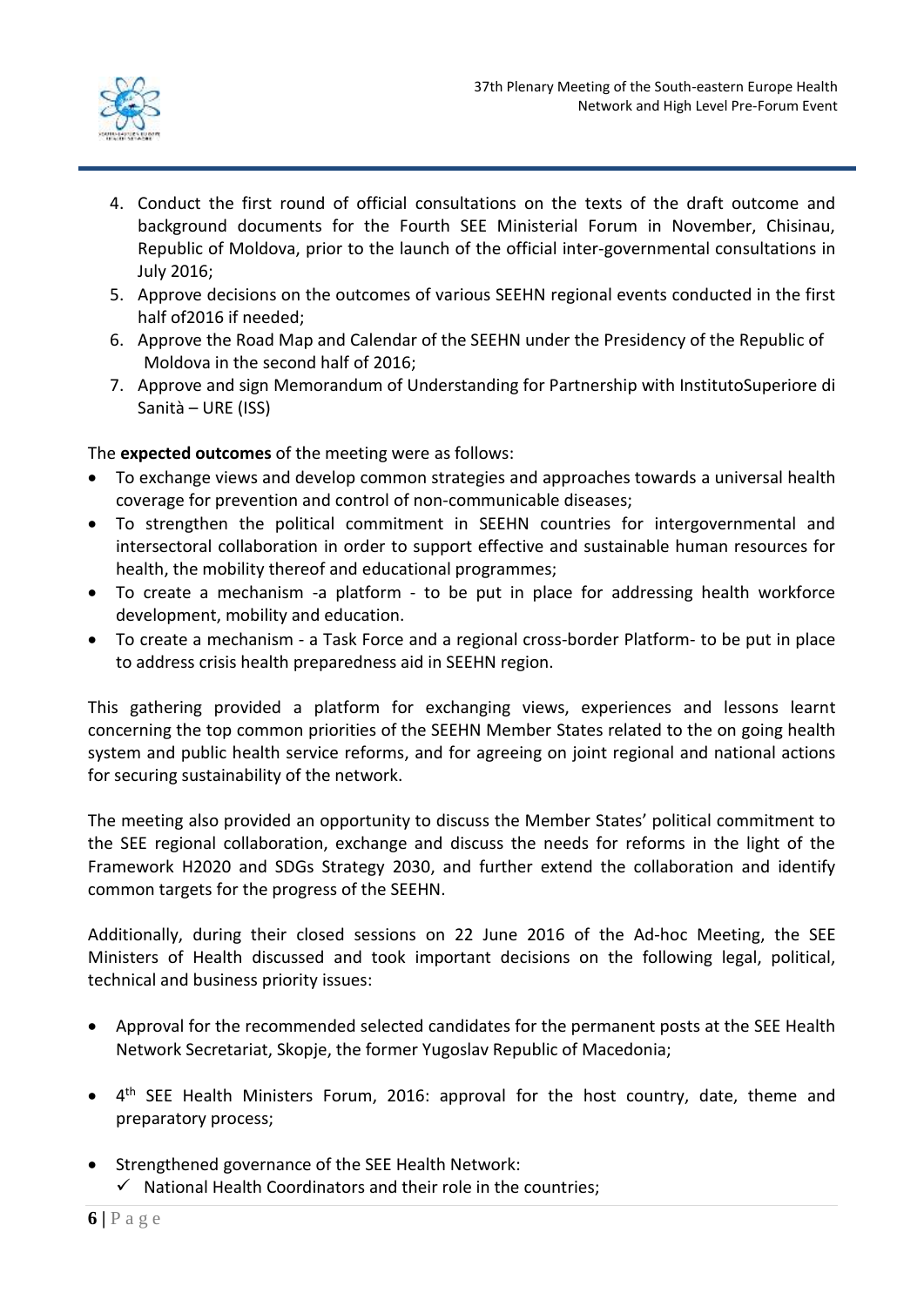4. Conduct the first round of official consultations on the texts of the draft outcome and background documents for the Fourth SEE Ministerial Forum in November, Chisinau, Republic of Moldova, prior to the launch of the official inter-governmental consultations in July 2016;
5. Approve decisions on the outcomes of various SEEHN regional events conducted in the first half of2016 if needed;
6. Approve the Road Map and Calendar of the SEEHN under the Presidency of the Republic of Moldova in the second half of 2016;
7. Approve and sign Memorandum of Understanding for Partnership with InstitutoSuperiore di Sanità – URE (ISS)

The **expected outcomes** of the meeting were as follows:

- To exchange views and develop common strategies and approaches towards a universal health coverage for prevention and control of non-communicable diseases;
- To strengthen the political commitment in SEEHN countries for intergovernmental and intersectoral collaboration in order to support effective and sustainable human resources for health, the mobility thereof and educational programmes;
- To create a mechanism -a platform - to be put in place for addressing health workforce development, mobility and education.
- To create a mechanism - a Task Force and a regional cross-border Platform- to be put in place to address crisis health preparedness aid in SEEHN region.

This gathering provided a platform for exchanging views, experiences and lessons learnt concerning the top common priorities of the SEEHN Member States related to the on going health system and public health service reforms, and for agreeing on joint regional and national actions for securing sustainability of the network.

The meeting also provided an opportunity to discuss the Member States' political commitment to the SEE regional collaboration, exchange and discuss the needs for reforms in the light of the Framework H2020 and SDGs Strategy 2030, and further extend the collaboration and identify common targets for the progress of the SEEHN.

Additionally, during their closed sessions on 22 June 2016 of the Ad-hoc Meeting, the SEE Ministers of Health discussed and took important decisions on the following legal, political, technical and business priority issues:

- Approval for the recommended selected candidates for the permanent posts at the SEE Health Network Secretariat, Skopje, the former Yugoslav Republic of Macedonia;
- 4th SEE Health Ministers Forum, 2016: approval for the host country, date, theme and preparatory process;
- Strengthened governance of the SEE Health Network:
  - ✓ National Health Coordinators and their role in the countries;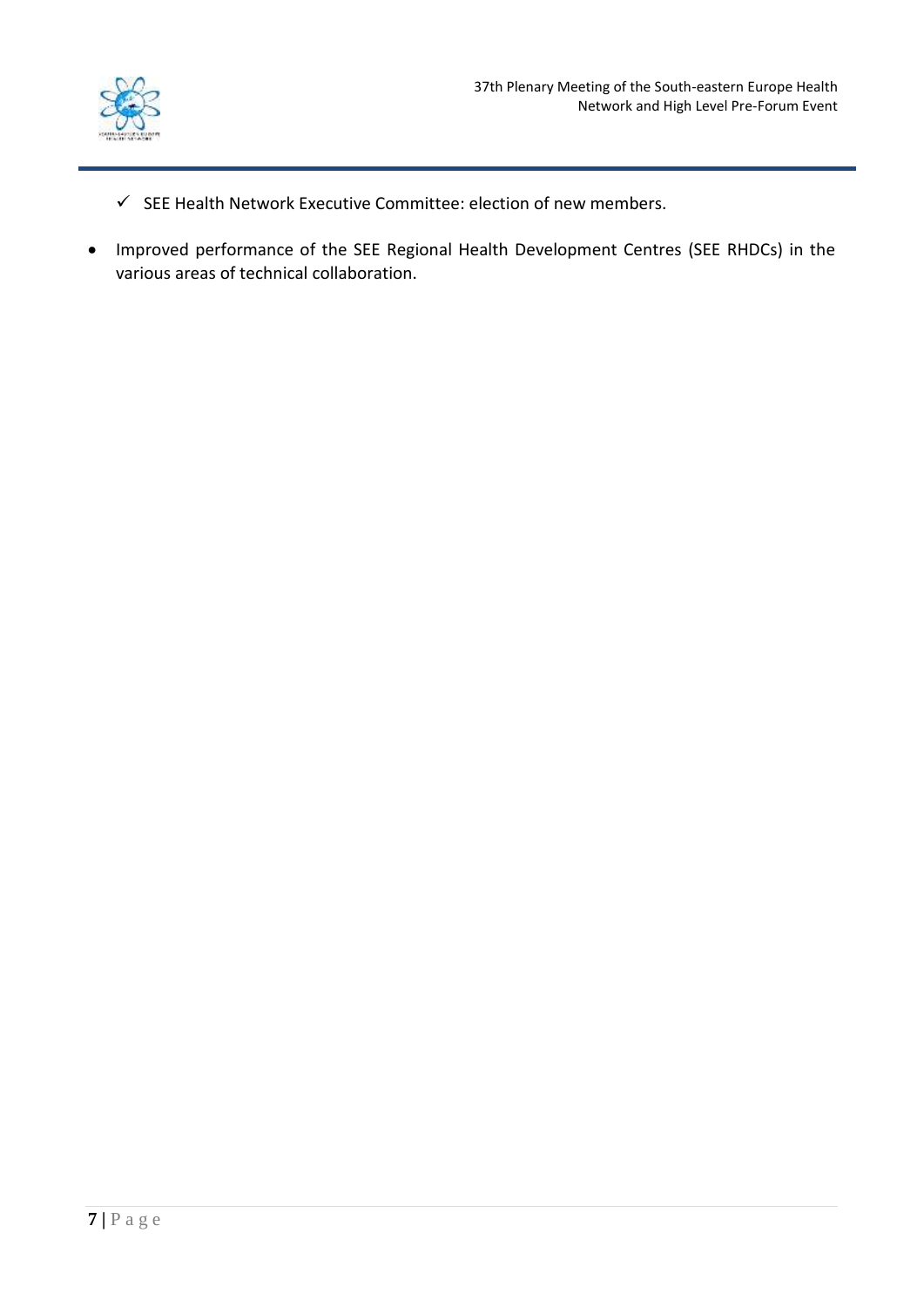- ✓ SEE Health Network Executive Committee: election of new members.

- Improved performance of the SEE Regional Health Development Centres (SEE RHDCs) in the various areas of technical collaboration.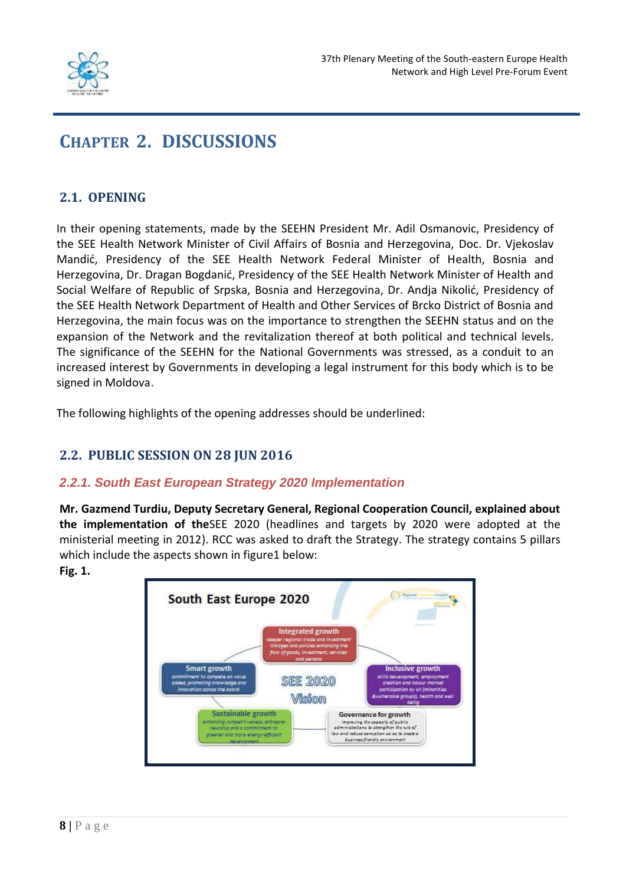# CHAPTER 2. DISCUSSIONS

## 2.1. OPENING

In their opening statements, made by the SEEHN President Mr. Adil Osmanovic, Presidency of the SEE Health Network Minister of Civil Affairs of Bosnia and Herzegovina, Doc. Dr. Vjekoslav Mandić, Presidency of the SEE Health Network Federal Minister of Health, Bosnia and Herzegovina, Dr. Dragan Bogdanić, Presidency of the SEE Health Network Minister of Health and Social Welfare of Republic of Srpska, Bosnia and Herzegovina, Dr. Andja Nikolić, Presidency of the SEE Health Network Department of Health and Other Services of Brcko District of Bosnia and Herzegovina, the main focus was on the importance to strengthen the SEEHN status and on the expansion of the Network and the revitalization thereof at both political and technical levels. The significance of the SEEHN for the National Governments was stressed, as a conduit to an increased interest by Governments in developing a legal instrument for this body which is to be signed in Moldova.

The following highlights of the opening addresses should be underlined:

## 2.2. PUBLIC SESSION ON 28 JUN 2016

### *2.2.1. South East European Strategy 2020 Implementation*

**Mr. Gazmend Turdiu, Deputy Secretary General, Regional Cooperation Council, explained about the implementation of the**SEE 2020 (headlines and targets by 2020 were adopted at the ministerial meeting in 2012). RCC was asked to draft the Strategy. The strategy contains 5 pillars which include the aspects shown in figure1 below:

**Fig. 1.**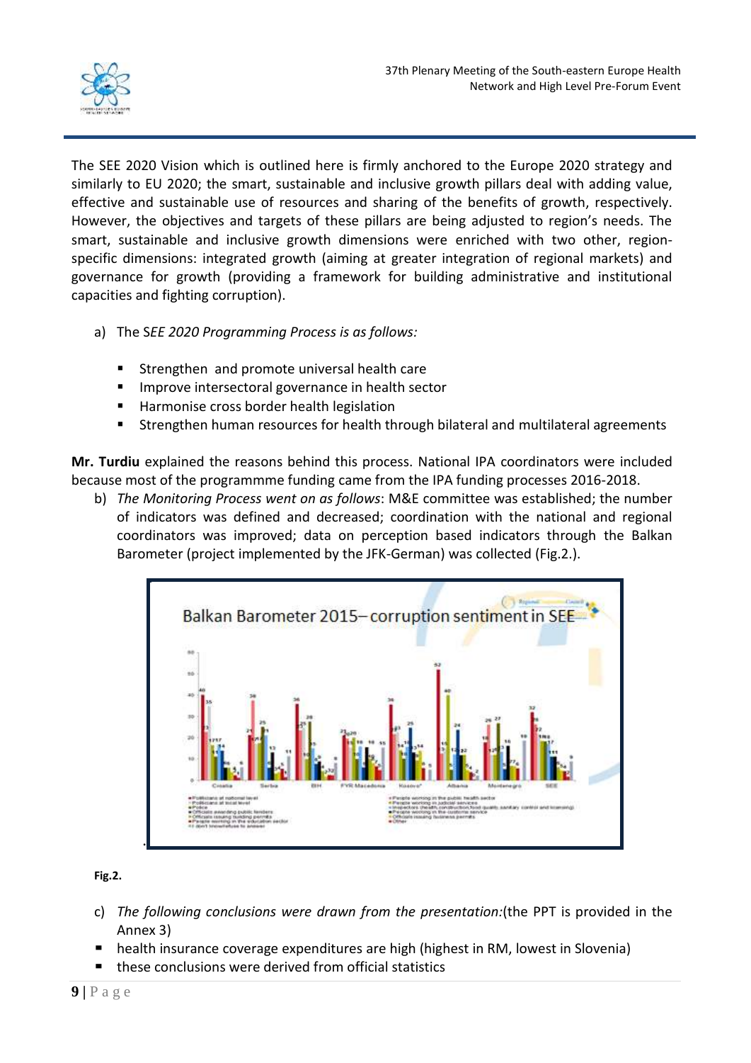The SEE 2020 Vision which is outlined here is firmly anchored to the Europe 2020 strategy and similarly to EU 2020; the smart, sustainable and inclusive growth pillars deal with adding value, effective and sustainable use of resources and sharing of the benefits of growth, respectively. However, the objectives and targets of these pillars are being adjusted to region's needs. The smart, sustainable and inclusive growth dimensions were enriched with two other, region-specific dimensions: integrated growth (aiming at greater integration of regional markets) and governance for growth (providing a framework for building administrative and institutional capacities and fighting corruption).

a) The S*EE 2020 Programming Process is as follows:*

- Strengthen and promote universal health care
- Improve intersectoral governance in health sector
- Harmonise cross border health legislation
- Strengthen human resources for health through bilateral and multilateral agreements

**Mr. Turdiu** explained the reasons behind this process. National IPA coordinators were included because most of the programmme funding came from the IPA funding processes 2016-2018.

b) *The Monitoring Process went on as follows*: M&E committee was established; the number of indicators was defined and decreased; coordination with the national and regional coordinators was improved; data on perception based indicators through the Balkan Barometer (project implemented by the JFK-German) was collected (Fig.2.).

**Fig.2.**

c) *The following conclusions were drawn from the presentation:*(the PPT is provided in the Annex 3)

- health insurance coverage expenditures are high (highest in RM, lowest in Slovenia)
- these conclusions were derived from official statistics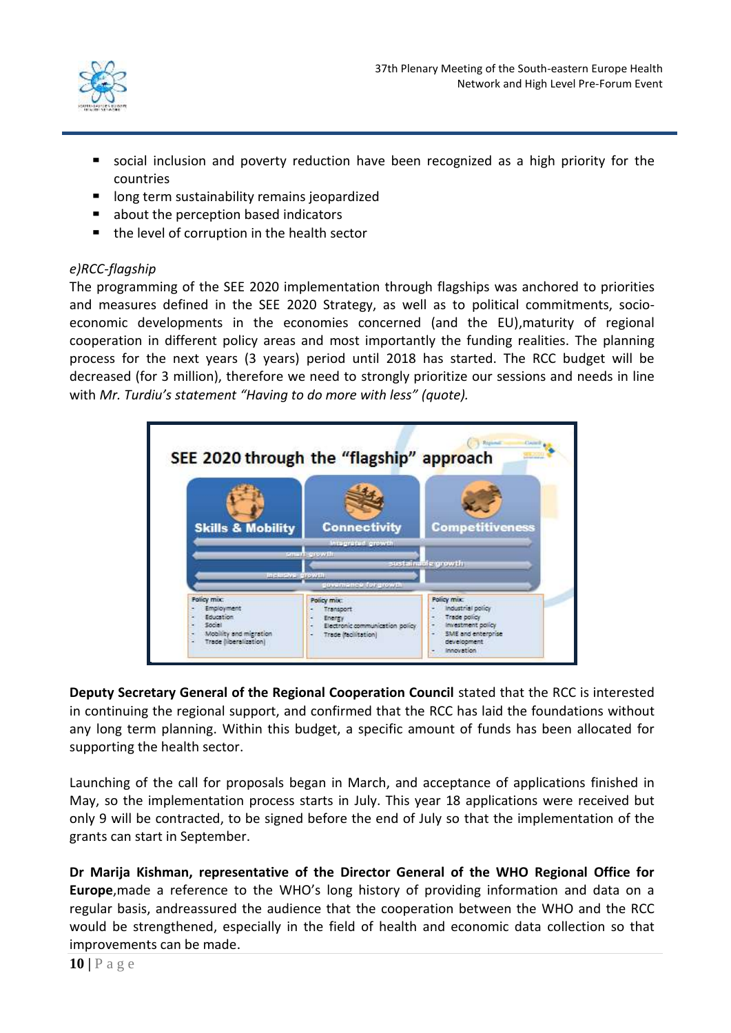- social inclusion and poverty reduction have been recognized as a high priority for the countries
- long term sustainability remains jeopardized
- about the perception based indicators
- the level of corruption in the health sector

*e)RCC-flagship*

The programming of the SEE 2020 implementation through flagships was anchored to priorities and measures defined in the SEE 2020 Strategy, as well as to political commitments, socio-economic developments in the economies concerned (and the EU),maturity of regional cooperation in different policy areas and most importantly the funding realities. The planning process for the next years (3 years) period until 2018 has started. The RCC budget will be decreased (for 3 million), therefore we need to strongly prioritize our sessions and needs in line with *Mr. Turdiu's statement "Having to do more with less" (quote).*

**Deputy Secretary General of the Regional Cooperation Council** stated that the RCC is interested in continuing the regional support, and confirmed that the RCC has laid the foundations without any long term planning. Within this budget, a specific amount of funds has been allocated for supporting the health sector.

Launching of the call for proposals began in March, and acceptance of applications finished in May, so the implementation process starts in July. This year 18 applications were received but only 9 will be contracted, to be signed before the end of July so that the implementation of the grants can start in September.

**Dr Marija Kishman, representative of the Director General of the WHO Regional Office for Europe**,made a reference to the WHO's long history of providing information and data on a regular basis, andreassured the audience that the cooperation between the WHO and the RCC would be strengthened, especially in the field of health and economic data collection so that improvements can be made.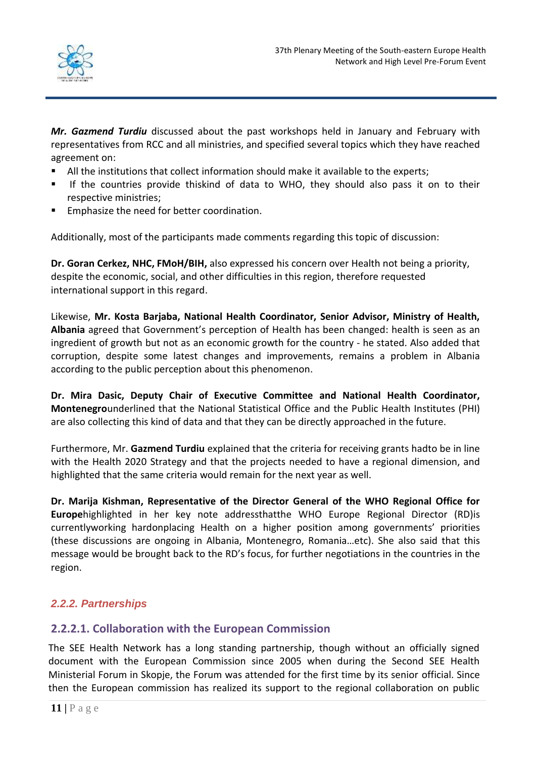***Mr. Gazmend Turdiu*** discussed about the past workshops held in January and February with representatives from RCC and all ministries, and specified several topics which they have reached agreement on:

- All the institutions that collect information should make it available to the experts;
- If the countries provide thiskind of data to WHO, they should also pass it on to their respective ministries;
- Emphasize the need for better coordination.

Additionally, most of the participants made comments regarding this topic of discussion:

**Dr. Goran Cerkez, NHC, FMoH/BIH,** also expressed his concern over Health not being a priority, despite the economic, social, and other difficulties in this region, therefore requested international support in this regard.

Likewise, **Mr. Kosta Barjaba, National Health Coordinator, Senior Advisor, Ministry of Health, Albania** agreed that Government's perception of Health has been changed: health is seen as an ingredient of growth but not as an economic growth for the country - he stated. Also added that corruption, despite some latest changes and improvements, remains a problem in Albania according to the public perception about this phenomenon.

**Dr. Mira Dasic, Deputy Chair of Executive Committee and National Health Coordinator, Montenegro**underlined that the National Statistical Office and the Public Health Institutes (PHI) are also collecting this kind of data and that they can be directly approached in the future.

Furthermore, Mr. **Gazmend Turdiu** explained that the criteria for receiving grants hadto be in line with the Health 2020 Strategy and that the projects needed to have a regional dimension, and highlighted that the same criteria would remain for the next year as well.

**Dr. Marija Kishman, Representative of the Director General of the WHO Regional Office for Europe**highlighted in her key note addressthatthe WHO Europe Regional Director (RD)is currentlyworking hardonplacing Health on a higher position among governments' priorities (these discussions are ongoing in Albania, Montenegro, Romania…etc). She also said that this message would be brought back to the RD's focus, for further negotiations in the countries in the region.

### *2.2.2. Partnerships*

#### 2.2.2.1. Collaboration with the European Commission

The SEE Health Network has a long standing partnership, though without an officially signed document with the European Commission since 2005 when during the Second SEE Health Ministerial Forum in Skopje, the Forum was attended for the first time by its senior official. Since then the European commission has realized its support to the regional collaboration on public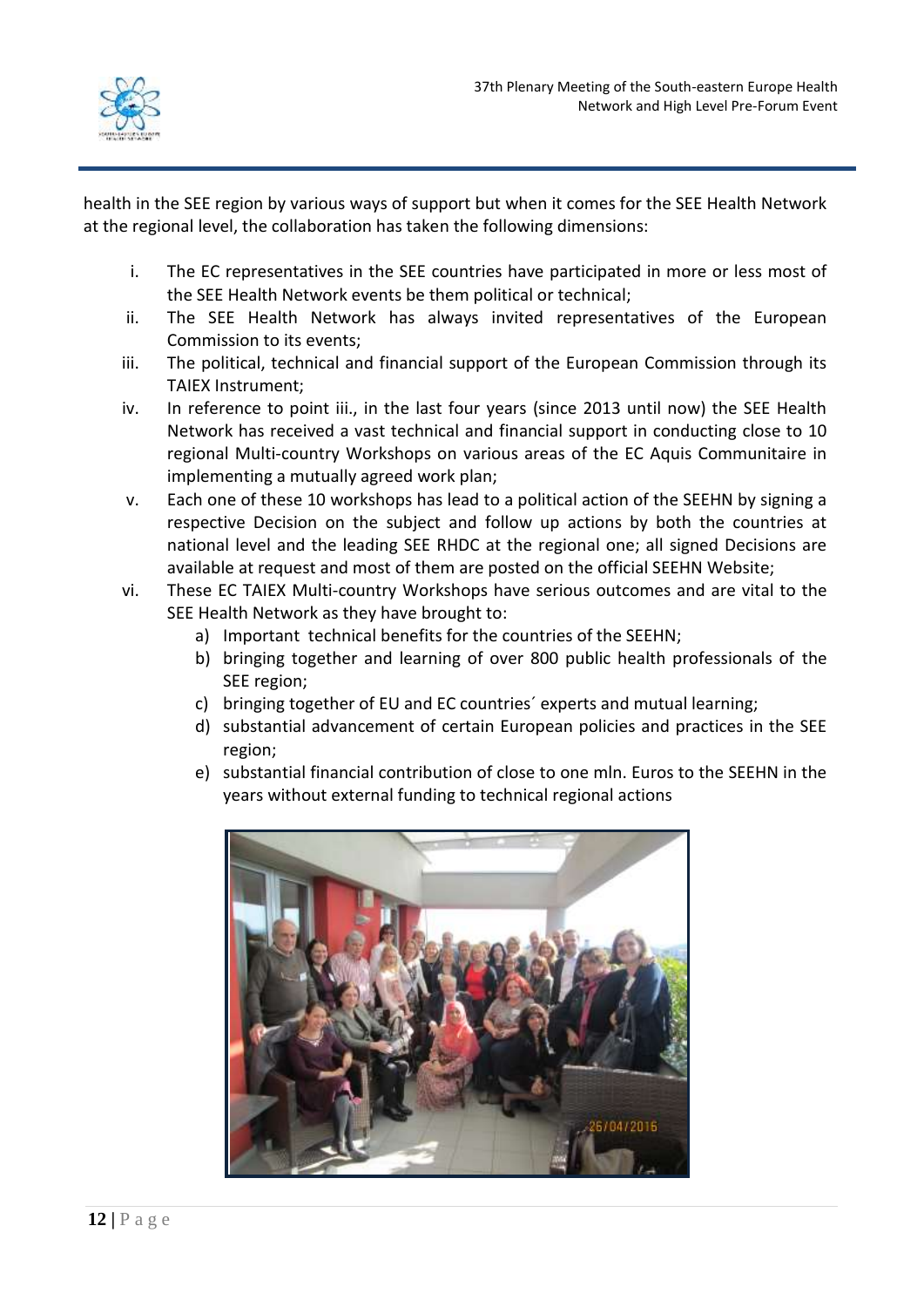health in the SEE region by various ways of support but when it comes for the SEE Health Network at the regional level, the collaboration has taken the following dimensions:

i. The EC representatives in the SEE countries have participated in more or less most of the SEE Health Network events be them political or technical;
ii. The SEE Health Network has always invited representatives of the European Commission to its events;
iii. The political, technical and financial support of the European Commission through its TAIEX Instrument;
iv. In reference to point iii., in the last four years (since 2013 until now) the SEE Health Network has received a vast technical and financial support in conducting close to 10 regional Multi-country Workshops on various areas of the EC Aquis Communitaire in implementing a mutually agreed work plan;
v. Each one of these 10 workshops has lead to a political action of the SEEHN by signing a respective Decision on the subject and follow up actions by both the countries at national level and the leading SEE RHDC at the regional one; all signed Decisions are available at request and most of them are posted on the official SEEHN Website;
vi. These EC TAIEX Multi-country Workshops have serious outcomes and are vital to the SEE Health Network as they have brought to:
    a) Important technical benefits for the countries of the SEEHN;
    b) bringing together and learning of over 800 public health professionals of the SEE region;
    c) bringing together of EU and EC countries´ experts and mutual learning;
    d) substantial advancement of certain European policies and practices in the SEE region;
    e) substantial financial contribution of close to one mln. Euros to the SEEHN in the years without external funding to technical regional actions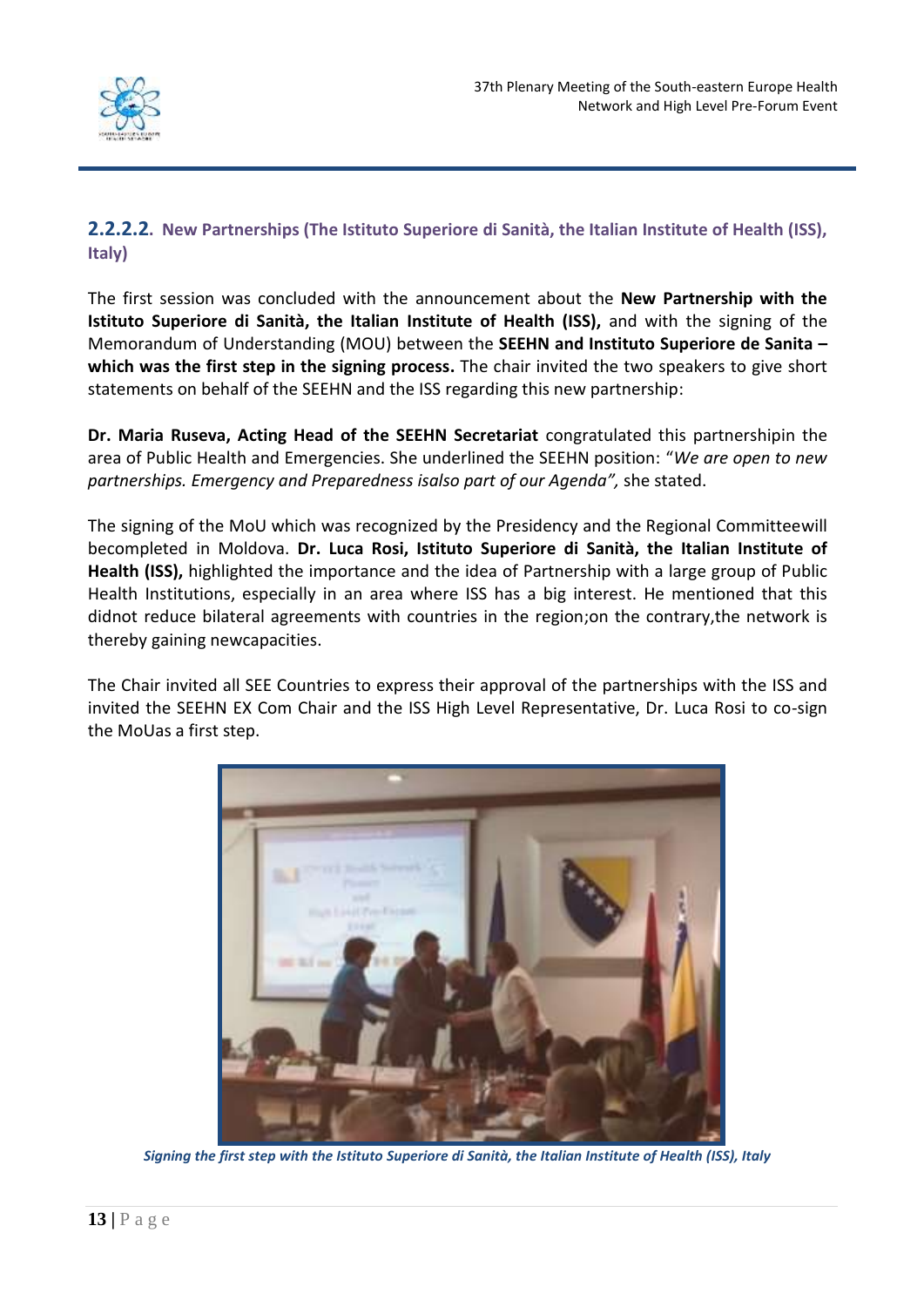### 2.2.2.2. New Partnerships (The Istituto Superiore di Sanità, the Italian Institute of Health (ISS), Italy)

The first session was concluded with the announcement about the **New Partnership with the Istituto Superiore di Sanità, the Italian Institute of Health (ISS),** and with the signing of the Memorandum of Understanding (MOU) between the **SEEHN and Instituto Superiore de Sanita – which was the first step in the signing process.** The chair invited the two speakers to give short statements on behalf of the SEEHN and the ISS regarding this new partnership:

**Dr. Maria Ruseva, Acting Head of the SEEHN Secretariat** congratulated this partnershipin the area of Public Health and Emergencies. She underlined the SEEHN position: "*We are open to new partnerships. Emergency and Preparedness isalso part of our Agenda",* she stated.

The signing of the MoU which was recognized by the Presidency and the Regional Committeewill becompleted in Moldova. **Dr. Luca Rosi, Istituto Superiore di Sanità, the Italian Institute of Health (ISS),** highlighted the importance and the idea of Partnership with a large group of Public Health Institutions, especially in an area where ISS has a big interest. He mentioned that this didnot reduce bilateral agreements with countries in the region;on the contrary,the network is thereby gaining newcapacities.

The Chair invited all SEE Countries to express their approval of the partnerships with the ISS and invited the SEEHN EX Com Chair and the ISS High Level Representative, Dr. Luca Rosi to co-sign the MoUas a first step.

***Signing the first step with the Istituto Superiore di Sanità, the Italian Institute of Health (ISS), Italy***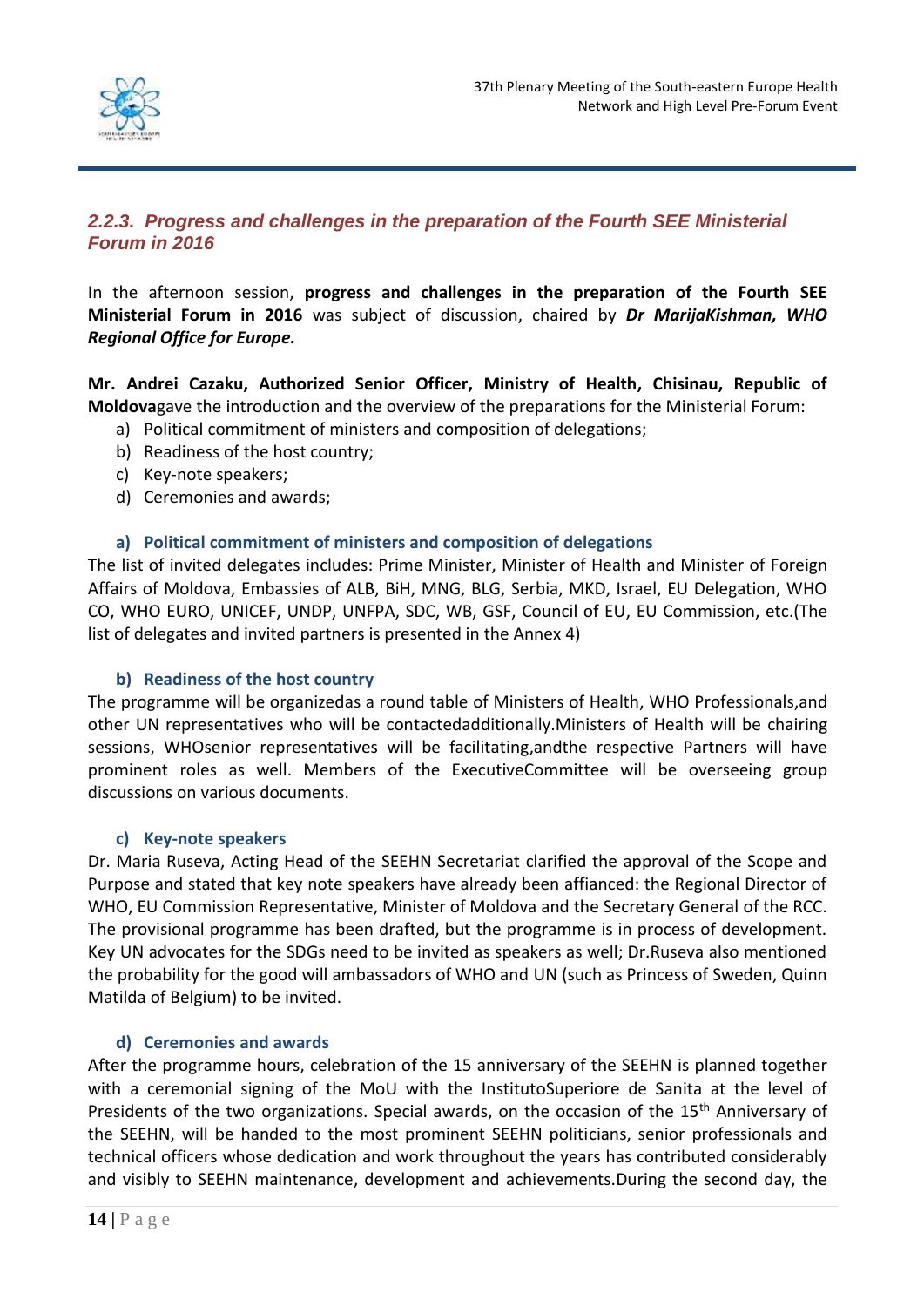### *2.2.3. Progress and challenges in the preparation of the Fourth SEE Ministerial Forum in 2016*

In the afternoon session, **progress and challenges in the preparation of the Fourth SEE Ministerial Forum in 2016** was subject of discussion, chaired by ***Dr MarijaKishman, WHO Regional Office for Europe.***

**Mr. Andrei Cazaku, Authorized Senior Officer, Ministry of Health, Chisinau, Republic of Moldova**gave the introduction and the overview of the preparations for the Ministerial Forum:

a) Political commitment of ministers and composition of delegations;
b) Readiness of the host country;
c) Key-note speakers;
d) Ceremonies and awards;

#### a) Political commitment of ministers and composition of delegations

The list of invited delegates includes: Prime Minister, Minister of Health and Minister of Foreign Affairs of Moldova, Embassies of ALB, BiH, MNG, BLG, Serbia, MKD, Israel, EU Delegation, WHO CO, WHO EURO, UNICEF, UNDP, UNFPA, SDC, WB, GSF, Council of EU, EU Commission, etc.(The list of delegates and invited partners is presented in the Annex 4)

#### b) Readiness of the host country

The programme will be organizedas a round table of Ministers of Health, WHO Professionals,and other UN representatives who will be contactedadditionally.Ministers of Health will be chairing sessions, WHOsenior representatives will be facilitating,andthe respective Partners will have prominent roles as well. Members of the ExecutiveCommittee will be overseeing group discussions on various documents.

#### c) Key-note speakers

Dr. Maria Ruseva, Acting Head of the SEEHN Secretariat clarified the approval of the Scope and Purpose and stated that key note speakers have already been affianced: the Regional Director of WHO, EU Commission Representative, Minister of Moldova and the Secretary General of the RCC. The provisional programme has been drafted, but the programme is in process of development. Key UN advocates for the SDGs need to be invited as speakers as well; Dr.Ruseva also mentioned the probability for the good will ambassadors of WHO and UN (such as Princess of Sweden, Quinn Matilda of Belgium) to be invited.

#### d) Ceremonies and awards

After the programme hours, celebration of the 15 anniversary of the SEEHN is planned together with a ceremonial signing of the MoU with the InstitutoSuperiore de Sanita at the level of Presidents of the two organizations. Special awards, on the occasion of the 15th Anniversary of the SEEHN, will be handed to the most prominent SEEHN politicians, senior professionals and technical officers whose dedication and work throughout the years has contributed considerably and visibly to SEEHN maintenance, development and achievements.During the second day, the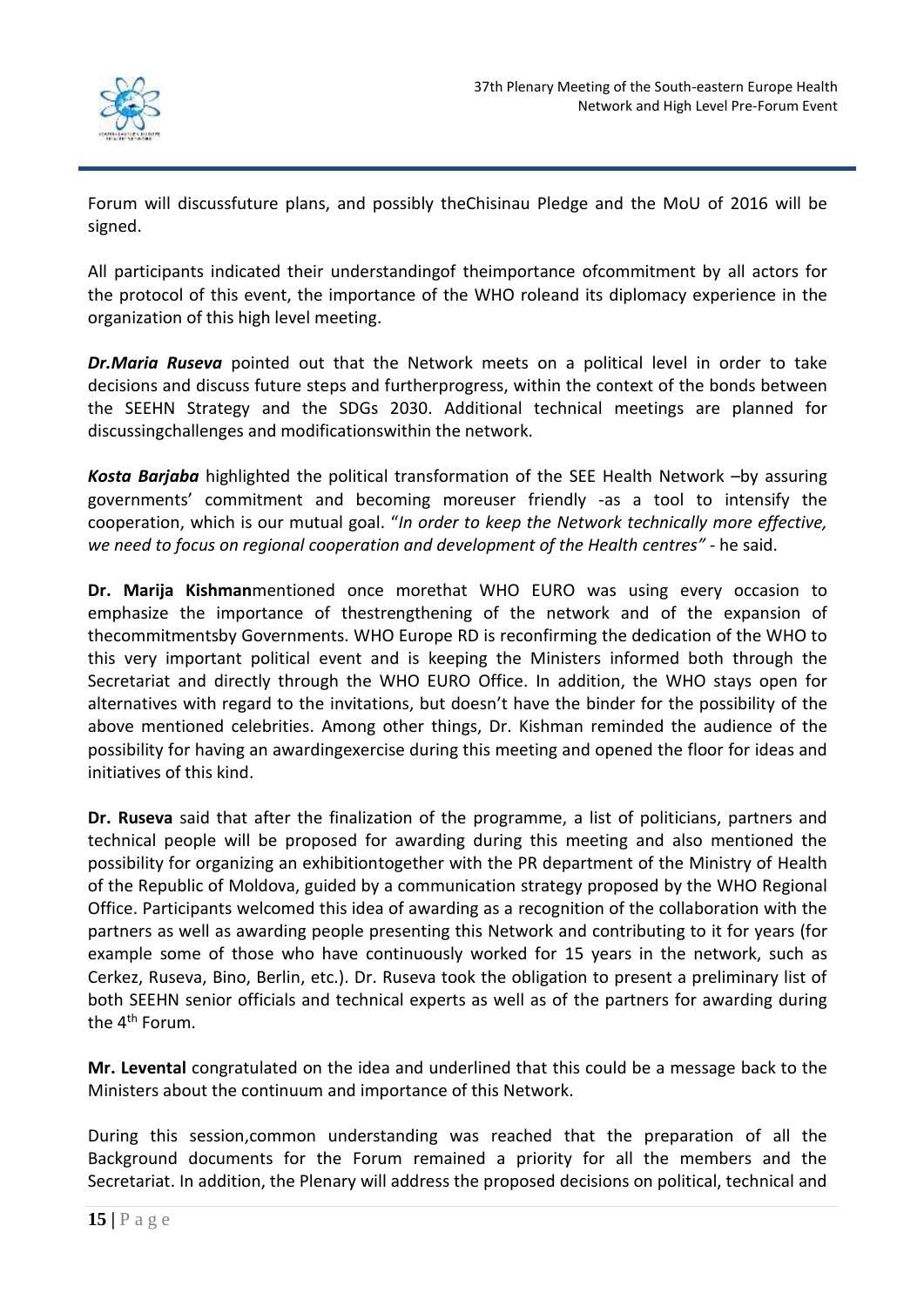Forum will discussfuture plans, and possibly theChisinau Pledge and the MoU of 2016 will be signed.

All participants indicated their understandingof theimportance ofcommitment by all actors for the protocol of this event, the importance of the WHO roleand its diplomacy experience in the organization of this high level meeting.

***Dr.Maria Ruseva*** pointed out that the Network meets on a political level in order to take decisions and discuss future steps and furtherprogress, within the context of the bonds between the SEEHN Strategy and the SDGs 2030. Additional technical meetings are planned for discussingchallenges and modificationswithin the network.

***Kosta Barjaba*** highlighted the political transformation of the SEE Health Network –by assuring governments' commitment and becoming moreuser friendly -as a tool to intensify the cooperation, which is our mutual goal. "*In order to keep the Network technically more effective, we need to focus on regional cooperation and development of the Health centres"* - he said.

**Dr. Marija Kishman**mentioned once morethat WHO EURO was using every occasion to emphasize the importance of thestrengthening of the network and of the expansion of thecommitmentsby Governments. WHO Europe RD is reconfirming the dedication of the WHO to this very important political event and is keeping the Ministers informed both through the Secretariat and directly through the WHO EURO Office. In addition, the WHO stays open for alternatives with regard to the invitations, but doesn't have the binder for the possibility of the above mentioned celebrities. Among other things, Dr. Kishman reminded the audience of the possibility for having an awardingexercise during this meeting and opened the floor for ideas and initiatives of this kind.

**Dr. Ruseva** said that after the finalization of the programme, a list of politicians, partners and technical people will be proposed for awarding during this meeting and also mentioned the possibility for organizing an exhibitiontogether with the PR department of the Ministry of Health of the Republic of Moldova, guided by a communication strategy proposed by the WHO Regional Office. Participants welcomed this idea of awarding as a recognition of the collaboration with the partners as well as awarding people presenting this Network and contributing to it for years (for example some of those who have continuously worked for 15 years in the network, such as Cerkez, Ruseva, Bino, Berlin, etc.). Dr. Ruseva took the obligation to present a preliminary list of both SEEHN senior officials and technical experts as well as of the partners for awarding during the 4th Forum.

**Mr. Levental** congratulated on the idea and underlined that this could be a message back to the Ministers about the continuum and importance of this Network.

During this session,common understanding was reached that the preparation of all the Background documents for the Forum remained a priority for all the members and the Secretariat. In addition, the Plenary will address the proposed decisions on political, technical and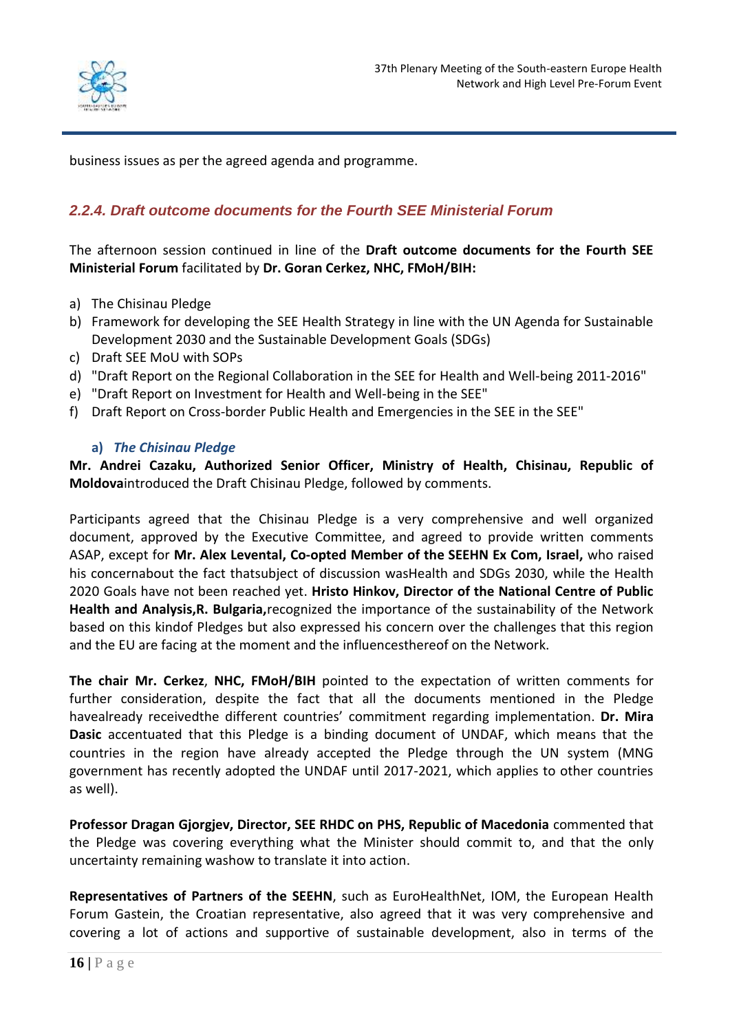business issues as per the agreed agenda and programme.

### *2.2.4. Draft outcome documents for the Fourth SEE Ministerial Forum*

The afternoon session continued in line of the **Draft outcome documents for the Fourth SEE Ministerial Forum** facilitated by **Dr. Goran Cerkez, NHC, FMoH/BIH:**

a) The Chisinau Pledge
b) Framework for developing the SEE Health Strategy in line with the UN Agenda for Sustainable Development 2030 and the Sustainable Development Goals (SDGs)
c) Draft SEE MoU with SOPs
d) "Draft Report on the Regional Collaboration in the SEE for Health and Well-being 2011-2016"
e) "Draft Report on Investment for Health and Well-being in the SEE"
f) Draft Report on Cross-border Public Health and Emergencies in the SEE in the SEE"

**a) *The Chisinau Pledge***

**Mr. Andrei Cazaku, Authorized Senior Officer, Ministry of Health, Chisinau, Republic of Moldova**introduced the Draft Chisinau Pledge, followed by comments.

Participants agreed that the Chisinau Pledge is a very comprehensive and well organized document, approved by the Executive Committee, and agreed to provide written comments ASAP, except for **Mr. Alex Levental, Co-opted Member of the SEEHN Ex Com, Israel,** who raised his concernabout the fact thatsubject of discussion wasHealth and SDGs 2030, while the Health 2020 Goals have not been reached yet. **Hristo Hinkov, Director of the National Centre of Public Health and Analysis,R. Bulgaria,**recognized the importance of the sustainability of the Network based on this kindof Pledges but also expressed his concern over the challenges that this region and the EU are facing at the moment and the influencesthereof on the Network.

**The chair Mr. Cerkez**, **NHC, FMoH/BIH** pointed to the expectation of written comments for further consideration, despite the fact that all the documents mentioned in the Pledge havealready receivedthe different countries' commitment regarding implementation. **Dr. Mira Dasic** accentuated that this Pledge is a binding document of UNDAF, which means that the countries in the region have already accepted the Pledge through the UN system (MNG government has recently adopted the UNDAF until 2017-2021, which applies to other countries as well).

**Professor Dragan Gjorgjev, Director, SEE RHDC on PHS, Republic of Macedonia** commented that the Pledge was covering everything what the Minister should commit to, and that the only uncertainty remaining washow to translate it into action.

**Representatives of Partners of the SEEHN**, such as EuroHealthNet, IOM, the European Health Forum Gastein, the Croatian representative, also agreed that it was very comprehensive and covering a lot of actions and supportive of sustainable development, also in terms of the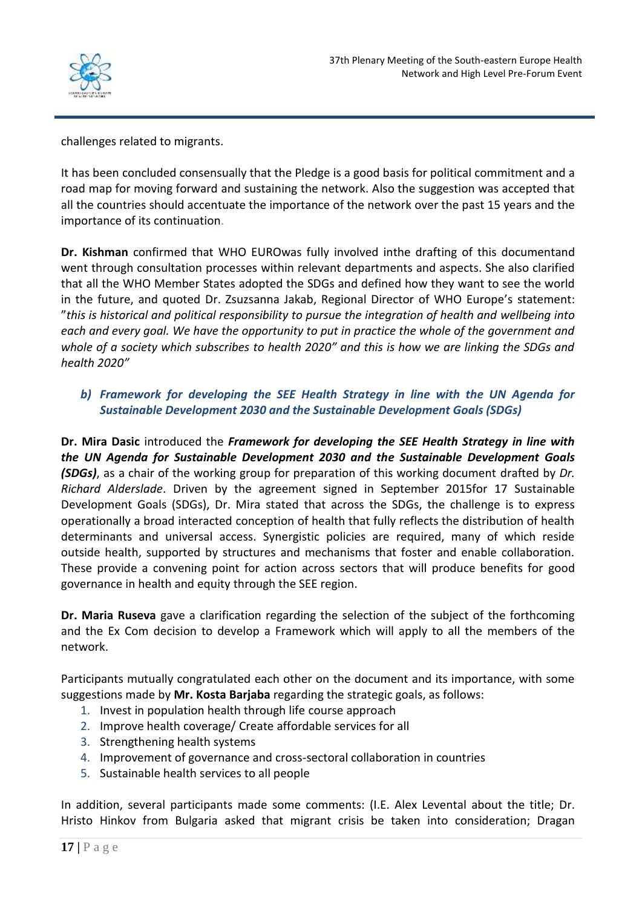challenges related to migrants.

It has been concluded consensually that the Pledge is a good basis for political commitment and a road map for moving forward and sustaining the network. Also the suggestion was accepted that all the countries should accentuate the importance of the network over the past 15 years and the importance of its continuation.

**Dr. Kishman** confirmed that WHO EUROwas fully involved inthe drafting of this documentand went through consultation processes within relevant departments and aspects. She also clarified that all the WHO Member States adopted the SDGs and defined how they want to see the world in the future, and quoted Dr. Zsuzsanna Jakab, Regional Director of WHO Europe's statement: "*this is historical and political responsibility to pursue the integration of health and wellbeing into each and every goal. We have the opportunity to put in practice the whole of the government and whole of a society which subscribes to health 2020" and this is how we are linking the SDGs and health 2020"*

### *b) Framework for developing the SEE Health Strategy in line with the UN Agenda for Sustainable Development 2030 and the Sustainable Development Goals (SDGs)*

**Dr. Mira Dasic** introduced the ***Framework for developing the SEE Health Strategy in line with the UN Agenda for Sustainable Development 2030 and the Sustainable Development Goals (SDGs)***, as a chair of the working group for preparation of this working document drafted by *Dr. Richard Alderslade*. Driven by the agreement signed in September 2015for 17 Sustainable Development Goals (SDGs), Dr. Mira stated that across the SDGs, the challenge is to express operationally a broad interacted conception of health that fully reflects the distribution of health determinants and universal access. Synergistic policies are required, many of which reside outside health, supported by structures and mechanisms that foster and enable collaboration. These provide a convening point for action across sectors that will produce benefits for good governance in health and equity through the SEE region.

**Dr. Maria Ruseva** gave a clarification regarding the selection of the subject of the forthcoming and the Ex Com decision to develop a Framework which will apply to all the members of the network.

Participants mutually congratulated each other on the document and its importance, with some suggestions made by **Mr. Kosta Barjaba** regarding the strategic goals, as follows:

1. Invest in population health through life course approach
2. Improve health coverage/ Create affordable services for all
3. Strengthening health systems
4. Improvement of governance and cross-sectoral collaboration in countries
5. Sustainable health services to all people

In addition, several participants made some comments: (I.E. Alex Levental about the title; Dr. Hristo Hinkov from Bulgaria asked that migrant crisis be taken into consideration; Dragan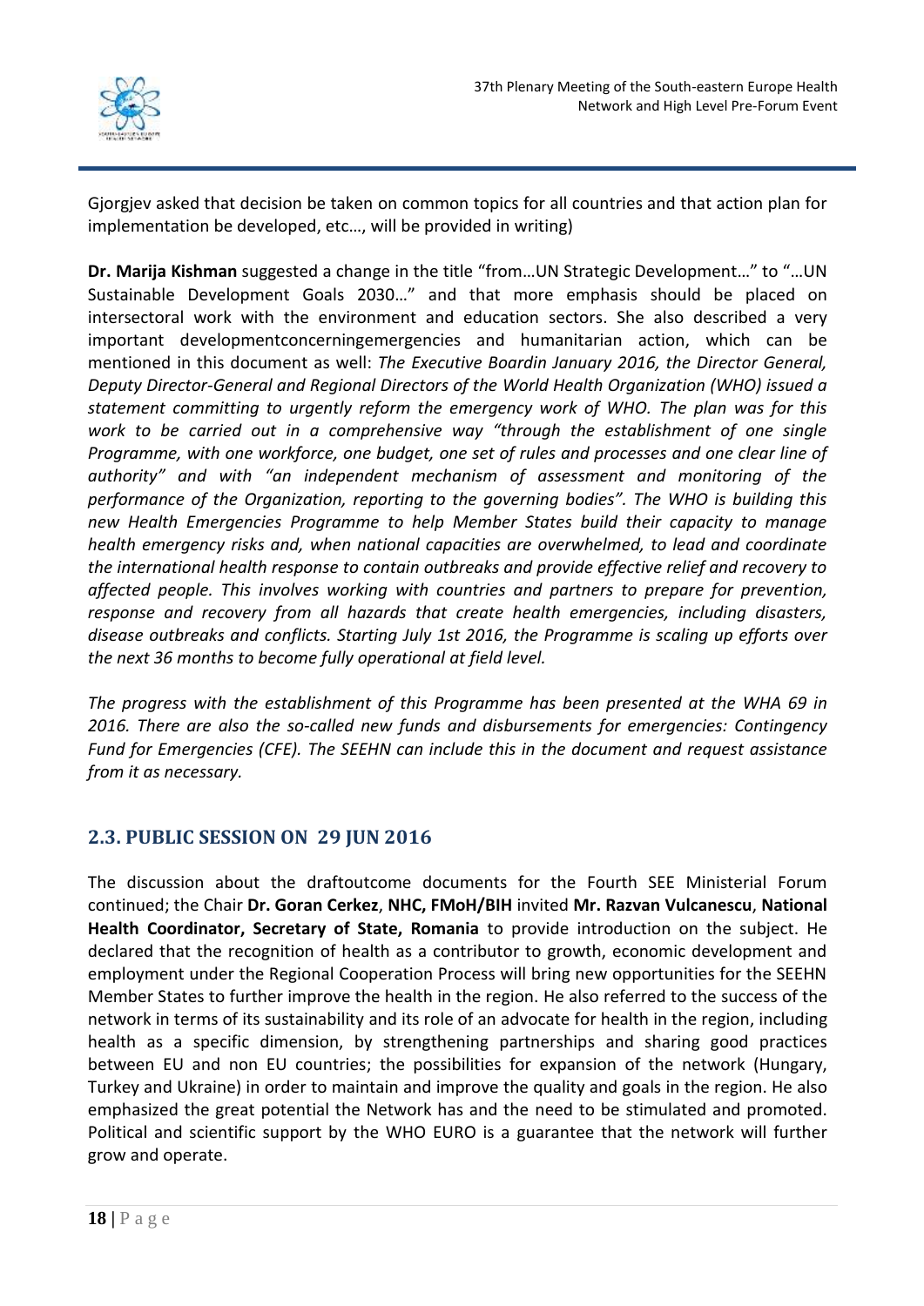Gjorgjev asked that decision be taken on common topics for all countries and that action plan for implementation be developed, etc…, will be provided in writing)

**Dr. Marija Kishman** suggested a change in the title "from…UN Strategic Development…" to "…UN Sustainable Development Goals 2030…" and that more emphasis should be placed on intersectoral work with the environment and education sectors. She also described a very important developmentconcerningemergencies and humanitarian action, which can be mentioned in this document as well: *The Executive Boardin January 2016, the Director General, Deputy Director-General and Regional Directors of the World Health Organization (WHO) issued a statement committing to urgently reform the emergency work of WHO. The plan was for this work to be carried out in a comprehensive way "through the establishment of one single Programme, with one workforce, one budget, one set of rules and processes and one clear line of authority" and with "an independent mechanism of assessment and monitoring of the performance of the Organization, reporting to the governing bodies". The WHO is building this new Health Emergencies Programme to help Member States build their capacity to manage health emergency risks and, when national capacities are overwhelmed, to lead and coordinate the international health response to contain outbreaks and provide effective relief and recovery to affected people. This involves working with countries and partners to prepare for prevention, response and recovery from all hazards that create health emergencies, including disasters, disease outbreaks and conflicts. Starting July 1st 2016, the Programme is scaling up efforts over the next 36 months to become fully operational at field level.*

*The progress with the establishment of this Programme has been presented at the WHA 69 in 2016. There are also the so-called new funds and disbursements for emergencies: Contingency Fund for Emergencies (CFE). The SEEHN can include this in the document and request assistance from it as necessary.*

## 2.3. PUBLIC SESSION ON 29 JUN 2016

The discussion about the draftoutcome documents for the Fourth SEE Ministerial Forum continued; the Chair **Dr. Goran Cerkez**, **NHC, FMoH/BIH** invited **Mr. Razvan Vulcanescu**, **National Health Coordinator, Secretary of State, Romania** to provide introduction on the subject. He declared that the recognition of health as a contributor to growth, economic development and employment under the Regional Cooperation Process will bring new opportunities for the SEEHN Member States to further improve the health in the region. He also referred to the success of the network in terms of its sustainability and its role of an advocate for health in the region, including health as a specific dimension, by strengthening partnerships and sharing good practices between EU and non EU countries; the possibilities for expansion of the network (Hungary, Turkey and Ukraine) in order to maintain and improve the quality and goals in the region. He also emphasized the great potential the Network has and the need to be stimulated and promoted. Political and scientific support by the WHO EURO is a guarantee that the network will further grow and operate.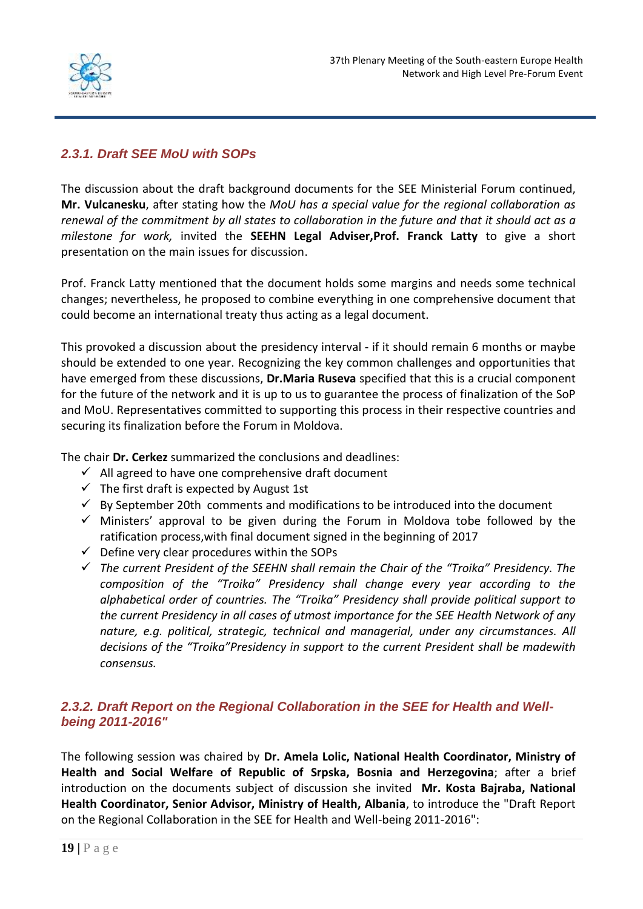### 2.3.1. Draft SEE MoU with SOPs

The discussion about the draft background documents for the SEE Ministerial Forum continued, **Mr. Vulcanesku**, after stating how the *MoU has a special value for the regional collaboration as renewal of the commitment by all states to collaboration in the future and that it should act as a milestone for work,* invited the **SEEHN Legal Adviser,Prof. Franck Latty** to give a short presentation on the main issues for discussion.

Prof. Franck Latty mentioned that the document holds some margins and needs some technical changes; nevertheless, he proposed to combine everything in one comprehensive document that could become an international treaty thus acting as a legal document.

This provoked a discussion about the presidency interval - if it should remain 6 months or maybe should be extended to one year. Recognizing the key common challenges and opportunities that have emerged from these discussions, **Dr.Maria Ruseva** specified that this is a crucial component for the future of the network and it is up to us to guarantee the process of finalization of the SoP and MoU. Representatives committed to supporting this process in their respective countries and securing its finalization before the Forum in Moldova.

The chair **Dr. Cerkez** summarized the conclusions and deadlines:

- ✓ All agreed to have one comprehensive draft document
- ✓ The first draft is expected by August 1st
- ✓ By September 20th comments and modifications to be introduced into the document
- ✓ Ministers' approval to be given during the Forum in Moldova tobe followed by the ratification process,with final document signed in the beginning of 2017
- ✓ Define very clear procedures within the SOPs
- ✓ *The current President of the SEEHN shall remain the Chair of the "Troika" Presidency. The composition of the "Troika" Presidency shall change every year according to the alphabetical order of countries. The "Troika" Presidency shall provide political support to the current Presidency in all cases of utmost importance for the SEE Health Network of any nature, e.g. political, strategic, technical and managerial, under any circumstances. All decisions of the "Troika"Presidency in support to the current President shall be madewith consensus.*

### 2.3.2. Draft Report on the Regional Collaboration in the SEE for Health and Well-being 2011-2016"

The following session was chaired by **Dr. Amela Lolic, National Health Coordinator, Ministry of Health and Social Welfare of Republic of Srpska, Bosnia and Herzegovina**; after a brief introduction on the documents subject of discussion she invited **Mr. Kosta Bajraba, National Health Coordinator, Senior Advisor, Ministry of Health, Albania**, to introduce the "Draft Report on the Regional Collaboration in the SEE for Health and Well-being 2011-2016":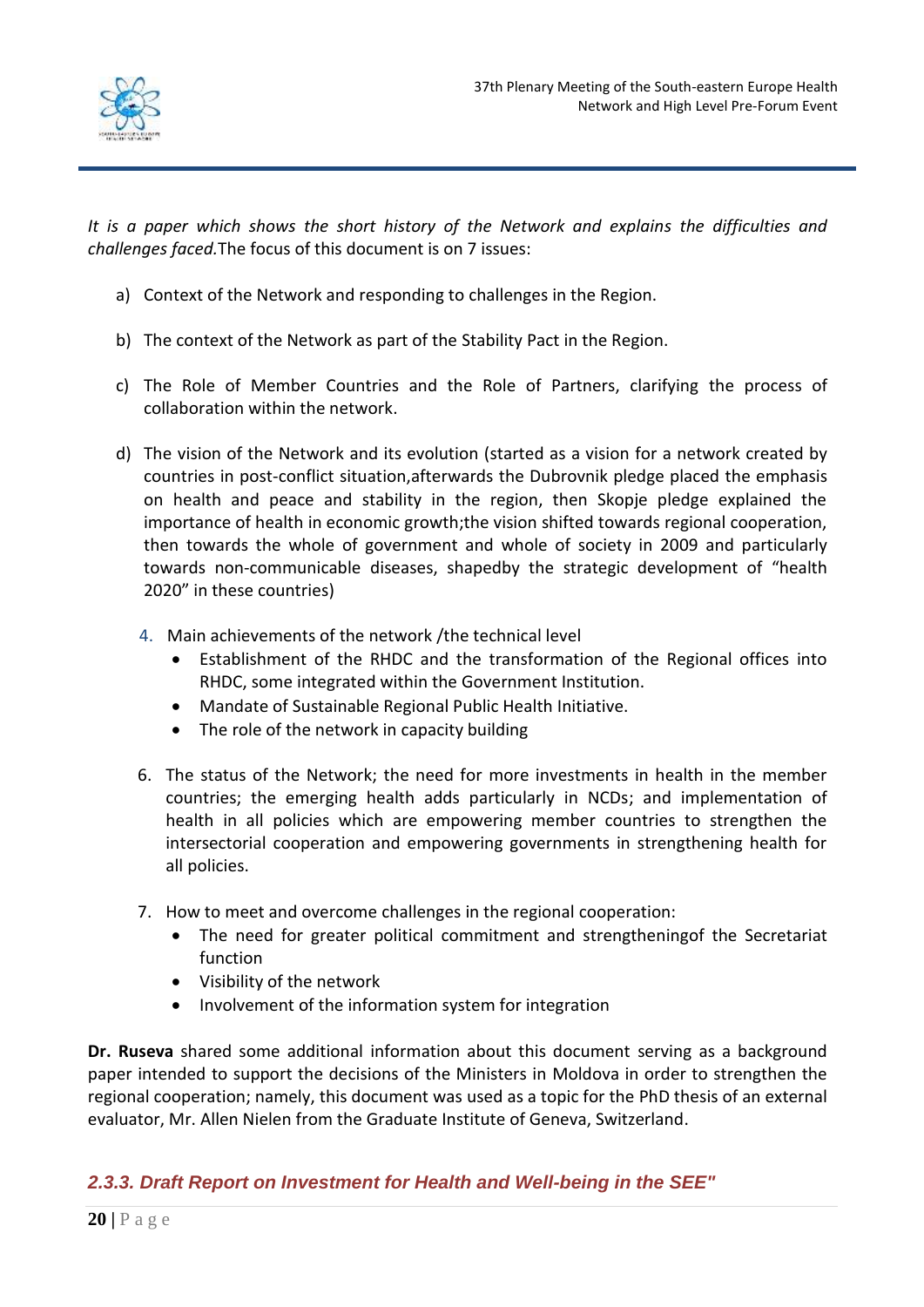*It is a paper which shows the short history of the Network and explains the difficulties and challenges faced.*The focus of this document is on 7 issues:

a) Context of the Network and responding to challenges in the Region.

b) The context of the Network as part of the Stability Pact in the Region.

c) The Role of Member Countries and the Role of Partners, clarifying the process of collaboration within the network.

d) The vision of the Network and its evolution (started as a vision for a network created by countries in post-conflict situation,afterwards the Dubrovnik pledge placed the emphasis on health and peace and stability in the region, then Skopje pledge explained the importance of health in economic growth;the vision shifted towards regional cooperation, then towards the whole of government and whole of society in 2009 and particularly towards non-communicable diseases, shapedby the strategic development of "health 2020" in these countries)

4. Main achievements of the network /the technical level
   - Establishment of the RHDC and the transformation of the Regional offices into RHDC, some integrated within the Government Institution.
   - Mandate of Sustainable Regional Public Health Initiative.
   - The role of the network in capacity building

6. The status of the Network; the need for more investments in health in the member countries; the emerging health adds particularly in NCDs; and implementation of health in all policies which are empowering member countries to strengthen the intersectorial cooperation and empowering governments in strengthening health for all policies.

7. How to meet and overcome challenges in the regional cooperation:
   - The need for greater political commitment and strengtheningof the Secretariat function
   - Visibility of the network
   - Involvement of the information system for integration

**Dr. Ruseva** shared some additional information about this document serving as a background paper intended to support the decisions of the Ministers in Moldova in order to strengthen the regional cooperation; namely, this document was used as a topic for the PhD thesis of an external evaluator, Mr. Allen Nielen from the Graduate Institute of Geneva, Switzerland.

### *2.3.3. Draft Report on Investment for Health and Well-being in the SEE"*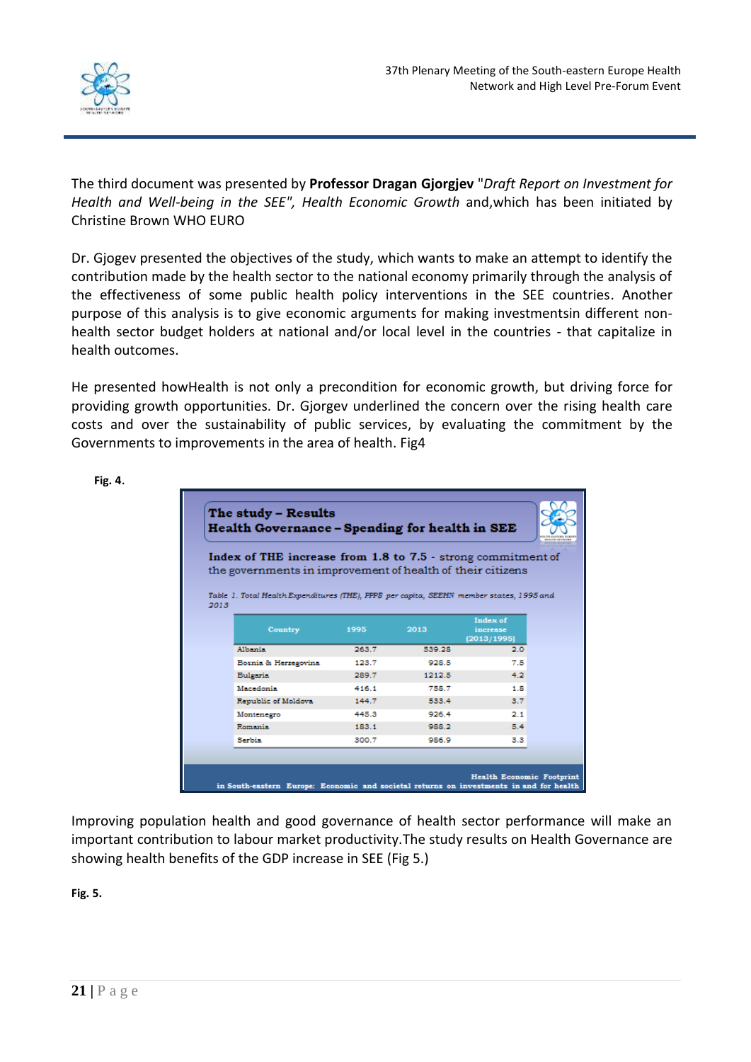The third document was presented by **Professor Dragan Gjorgjev** "*Draft Report on Investment for Health and Well-being in the SEE", Health Economic Growth* and,which has been initiated by Christine Brown WHO EURO

Dr. Gjogev presented the objectives of the study, which wants to make an attempt to identify the contribution made by the health sector to the national economy primarily through the analysis of the effectiveness of some public health policy interventions in the SEE countries. Another purpose of this analysis is to give economic arguments for making investmentsin different non-health sector budget holders at national and/or local level in the countries - that capitalize in health outcomes.

He presented howHealth is not only a precondition for economic growth, but driving force for providing growth opportunities. Dr. Gjorgev underlined the concern over the rising health care costs and over the sustainability of public services, by evaluating the commitment by the Governments to improvements in the area of health. Fig4

**Fig. 4.**

**The study – Results**
**Health Governance – Spending for health in SEE**

**Index of THE increase from 1.8 to 7.5** - strong commitment of the governments in improvement of health of their citizens

*Table 1. Total Health Expenditures (THE), PPP$ per capita, SEEHN member states, 1995 and 2013*

| Country | 1995 | 2013 | Index of increase (2013/1995) |
|---|---|---|---|
| Albania | 263.7 | 539.28 | 2.0 |
| Bosnia & Herzegovina | 123.7 | 928.5 | 7.5 |
| Bulgaria | 289.7 | 1212.5 | 4.2 |
| Macedonia | 416.1 | 758.7 | 1.8 |
| Republic of Moldova | 144.7 | 533.4 | 3.7 |
| Montenegro | 445.3 | 926.4 | 2.1 |
| Romania | 183.1 | 988.2 | 5.4 |
| Serbia | 300.7 | 986.9 | 3.3 |

Health Economic Footprint in South-eastern Europe: Economic and societal returns on investments in and for health

Improving population health and good governance of health sector performance will make an important contribution to labour market productivity.The study results on Health Governance are showing health benefits of the GDP increase in SEE (Fig 5.)

**Fig. 5.**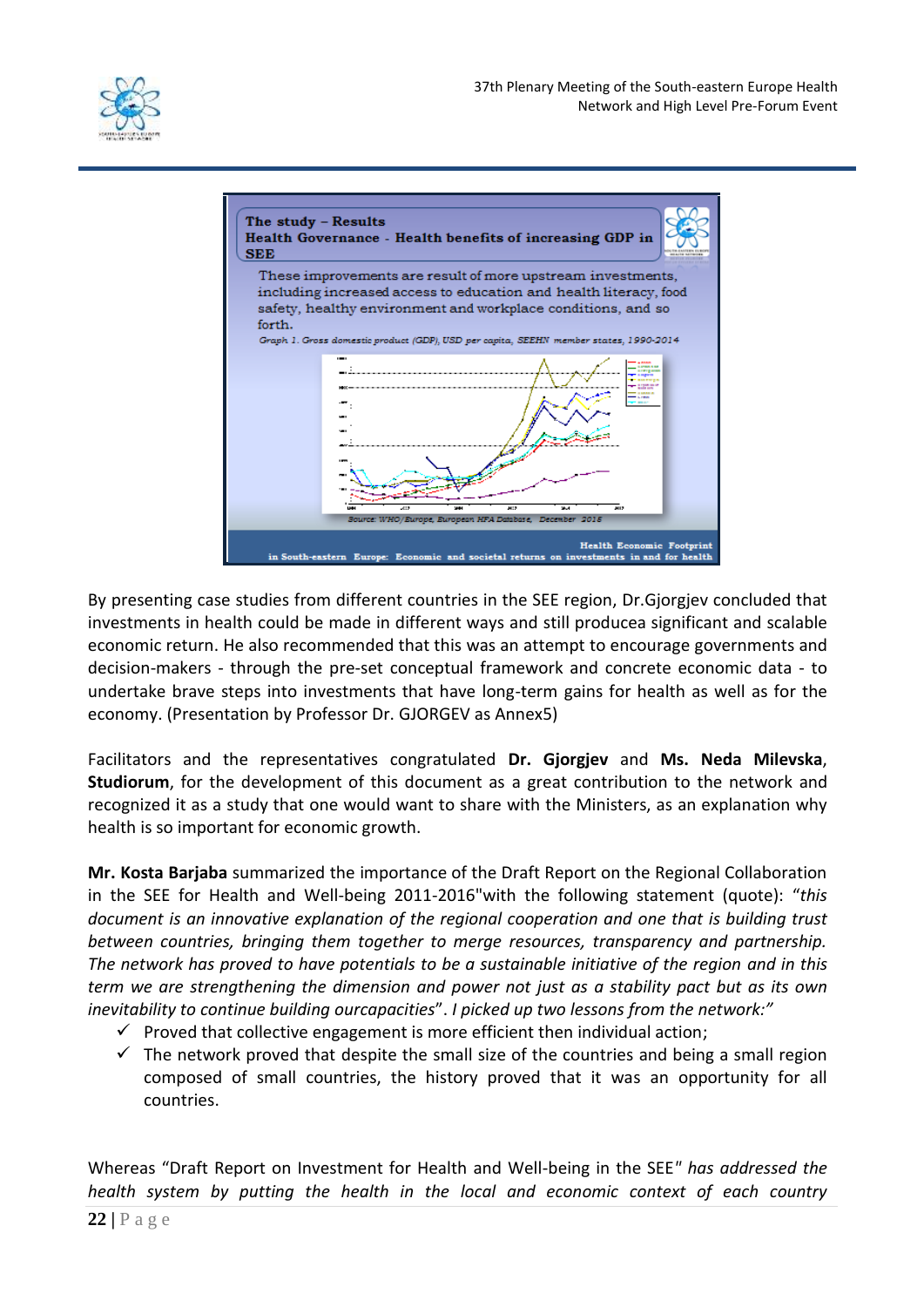By presenting case studies from different countries in the SEE region, Dr.Gjorgjev concluded that investments in health could be made in different ways and still producea significant and scalable economic return. He also recommended that this was an attempt to encourage governments and decision-makers - through the pre-set conceptual framework and concrete economic data - to undertake brave steps into investments that have long-term gains for health as well as for the economy. (Presentation by Professor Dr. GJORGEV as Annex5)

Facilitators and the representatives congratulated **Dr. Gjorgjev** and **Ms. Neda Milevska**, **Studiorum**, for the development of this document as a great contribution to the network and recognized it as a study that one would want to share with the Ministers, as an explanation why health is so important for economic growth.

**Mr. Kosta Barjaba** summarized the importance of the Draft Report on the Regional Collaboration in the SEE for Health and Well-being 2011-2016"with the following statement (quote): *"this document is an innovative explanation of the regional cooperation and one that is building trust between countries, bringing them together to merge resources, transparency and partnership. The network has proved to have potentials to be a sustainable initiative of the region and in this term we are strengthening the dimension and power not just as a stability pact but as its own inevitability to continue building ourcapacities". I picked up two lessons from the network:"*

- ✓ Proved that collective engagement is more efficient then individual action;
- ✓ The network proved that despite the small size of the countries and being a small region composed of small countries, the history proved that it was an opportunity for all countries.

Whereas "Draft Report on Investment for Health and Well-being in the SEE" *has addressed the health system by putting the health in the local and economic context of each country*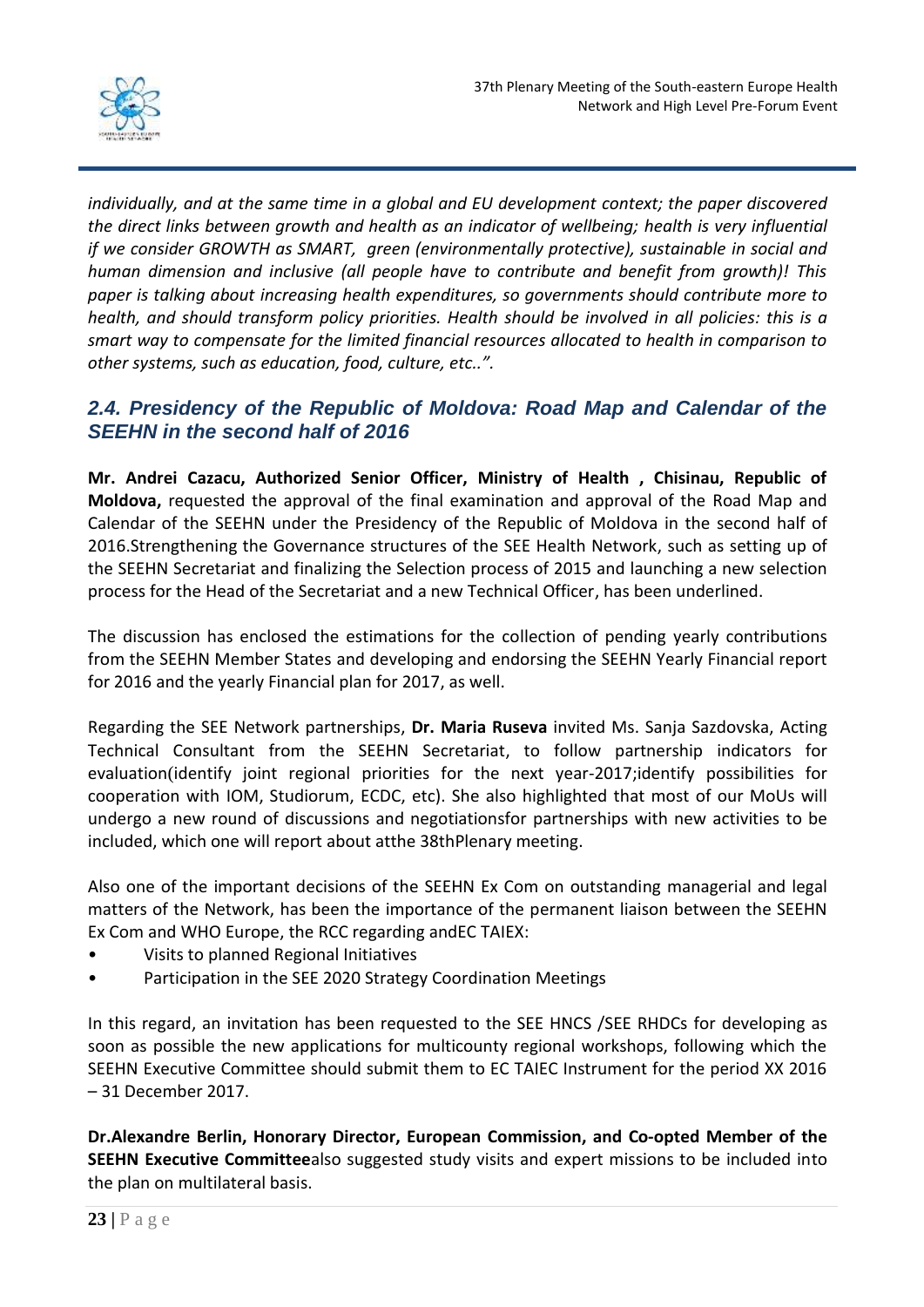*individually, and at the same time in a global and EU development context; the paper discovered the direct links between growth and health as an indicator of wellbeing; health is very influential if we consider GROWTH as SMART, green (environmentally protective), sustainable in social and human dimension and inclusive (all people have to contribute and benefit from growth)! This paper is talking about increasing health expenditures, so governments should contribute more to health, and should transform policy priorities. Health should be involved in all policies: this is a smart way to compensate for the limited financial resources allocated to health in comparison to other systems, such as education, food, culture, etc..".*

### *2.4. Presidency of the Republic of Moldova: Road Map and Calendar of the SEEHN in the second half of 2016*

**Mr. Andrei Cazacu, Authorized Senior Officer, Ministry of Health , Chisinau, Republic of Moldova,** requested the approval of the final examination and approval of the Road Map and Calendar of the SEEHN under the Presidency of the Republic of Moldova in the second half of 2016.Strengthening the Governance structures of the SEE Health Network, such as setting up of the SEEHN Secretariat and finalizing the Selection process of 2015 and launching a new selection process for the Head of the Secretariat and a new Technical Officer, has been underlined.

The discussion has enclosed the estimations for the collection of pending yearly contributions from the SEEHN Member States and developing and endorsing the SEEHN Yearly Financial report for 2016 and the yearly Financial plan for 2017, as well.

Regarding the SEE Network partnerships, **Dr. Maria Ruseva** invited Ms. Sanja Sazdovska, Acting Technical Consultant from the SEEHN Secretariat, to follow partnership indicators for evaluation(identify joint regional priorities for the next year-2017;identify possibilities for cooperation with IOM, Studiorum, ECDC, etc). She also highlighted that most of our MoUs will undergo a new round of discussions and negotiationsfor partnerships with new activities to be included, which one will report about atthe 38thPlenary meeting.

Also one of the important decisions of the SEEHN Ex Com on outstanding managerial and legal matters of the Network, has been the importance of the permanent liaison between the SEEHN Ex Com and WHO Europe, the RCC regarding andEC TAIEX:

- Visits to planned Regional Initiatives
- Participation in the SEE 2020 Strategy Coordination Meetings

In this regard, an invitation has been requested to the SEE HNCS /SEE RHDCs for developing as soon as possible the new applications for multicounty regional workshops, following which the SEEHN Executive Committee should submit them to EC TAIEC Instrument for the period XX 2016 – 31 December 2017.

**Dr.Alexandre Berlin, Honorary Director, European Commission, and Co-opted Member of the SEEHN Executive Committee**also suggested study visits and expert missions to be included into the plan on multilateral basis.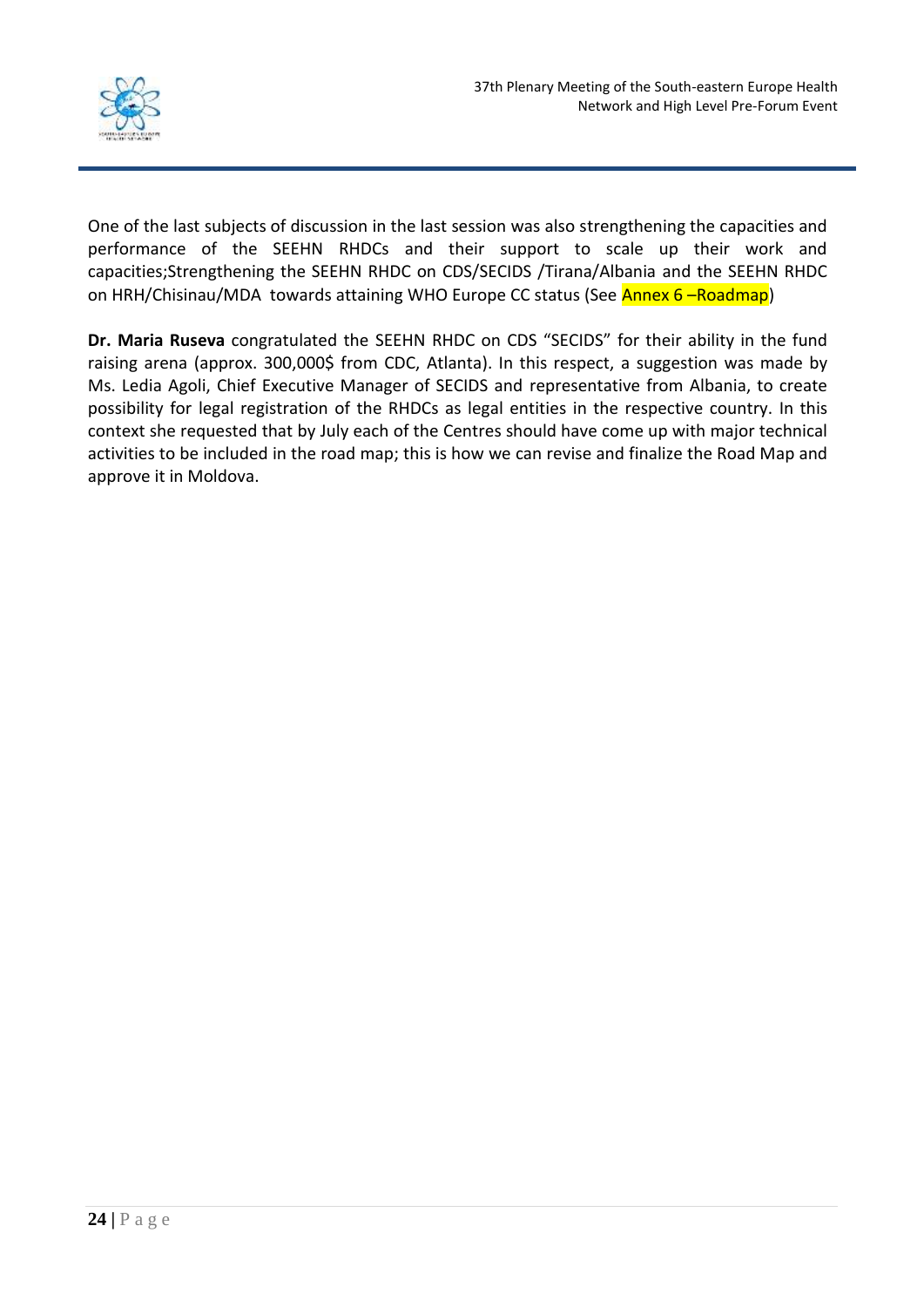One of the last subjects of discussion in the last session was also strengthening the capacities and performance of the SEEHN RHDCs and their support to scale up their work and capacities;Strengthening the SEEHN RHDC on CDS/SECIDS /Tirana/Albania and the SEEHN RHDC on HRH/Chisinau/MDA towards attaining WHO Europe CC status (See Annex 6 –Roadmap)

**Dr. Maria Ruseva** congratulated the SEEHN RHDC on CDS "SECIDS" for their ability in the fund raising arena (approx. 300,000$ from CDC, Atlanta). In this respect, a suggestion was made by Ms. Ledia Agoli, Chief Executive Manager of SECIDS and representative from Albania, to create possibility for legal registration of the RHDCs as legal entities in the respective country. In this context she requested that by July each of the Centres should have come up with major technical activities to be included in the road map; this is how we can revise and finalize the Road Map and approve it in Moldova.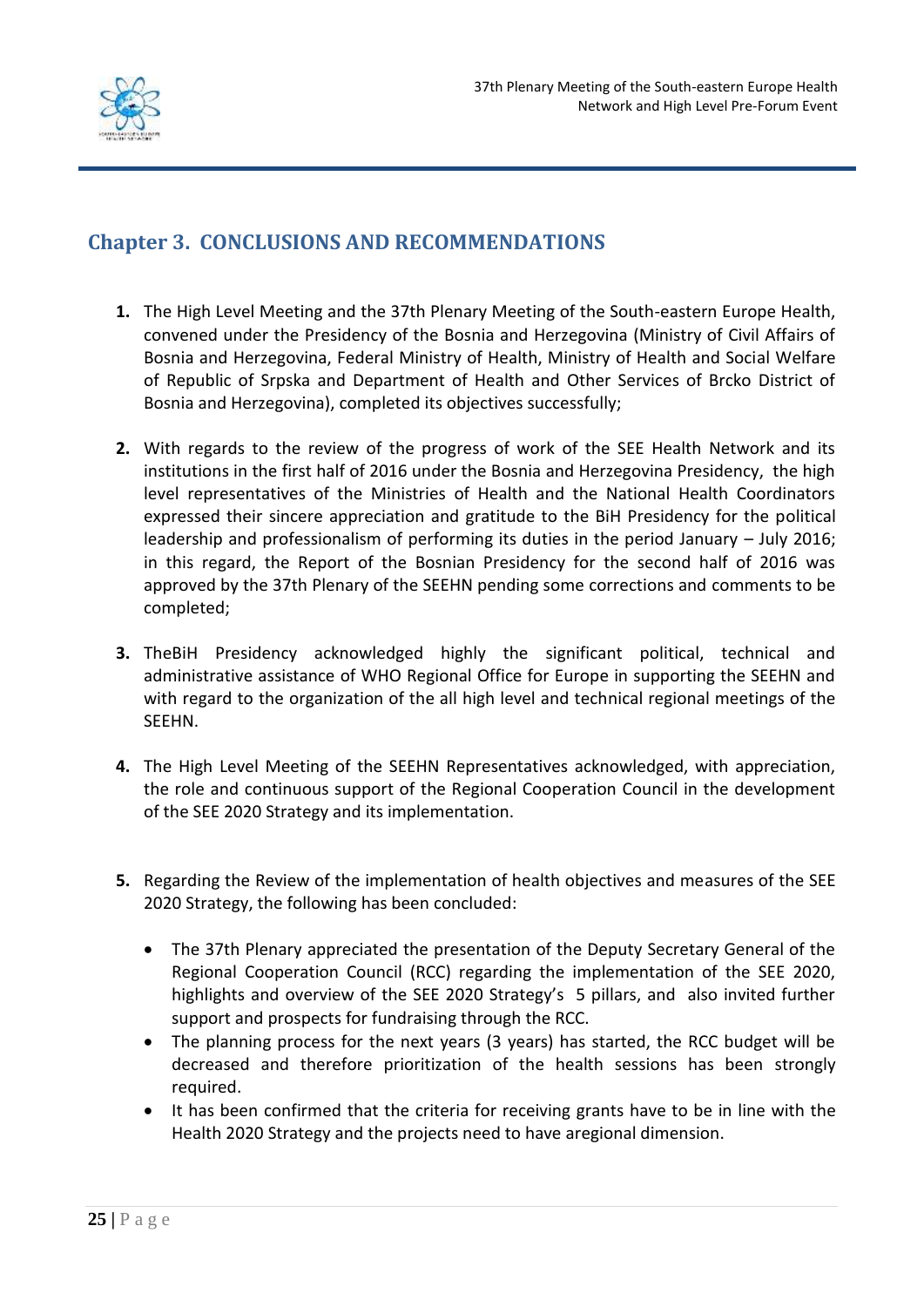## Chapter 3. CONCLUSIONS AND RECOMMENDATIONS

1. The High Level Meeting and the 37th Plenary Meeting of the South-eastern Europe Health, convened under the Presidency of the Bosnia and Herzegovina (Ministry of Civil Affairs of Bosnia and Herzegovina, Federal Ministry of Health, Ministry of Health and Social Welfare of Republic of Srpska and Department of Health and Other Services of Brcko District of Bosnia and Herzegovina), completed its objectives successfully;

2. With regards to the review of the progress of work of the SEE Health Network and its institutions in the first half of 2016 under the Bosnia and Herzegovina Presidency, the high level representatives of the Ministries of Health and the National Health Coordinators expressed their sincere appreciation and gratitude to the BiH Presidency for the political leadership and professionalism of performing its duties in the period January – July 2016; in this regard, the Report of the Bosnian Presidency for the second half of 2016 was approved by the 37th Plenary of the SEEHN pending some corrections and comments to be completed;

3. TheBiH Presidency acknowledged highly the significant political, technical and administrative assistance of WHO Regional Office for Europe in supporting the SEEHN and with regard to the organization of the all high level and technical regional meetings of the SEEHN.

4. The High Level Meeting of the SEEHN Representatives acknowledged, with appreciation, the role and continuous support of the Regional Cooperation Council in the development of the SEE 2020 Strategy and its implementation.

5. Regarding the Review of the implementation of health objectives and measures of the SEE 2020 Strategy, the following has been concluded:

   - The 37th Plenary appreciated the presentation of the Deputy Secretary General of the Regional Cooperation Council (RCC) regarding the implementation of the SEE 2020, highlights and overview of the SEE 2020 Strategy's 5 pillars, and also invited further support and prospects for fundraising through the RCC.
   - The planning process for the next years (3 years) has started, the RCC budget will be decreased and therefore prioritization of the health sessions has been strongly required.
   - It has been confirmed that the criteria for receiving grants have to be in line with the Health 2020 Strategy and the projects need to have aregional dimension.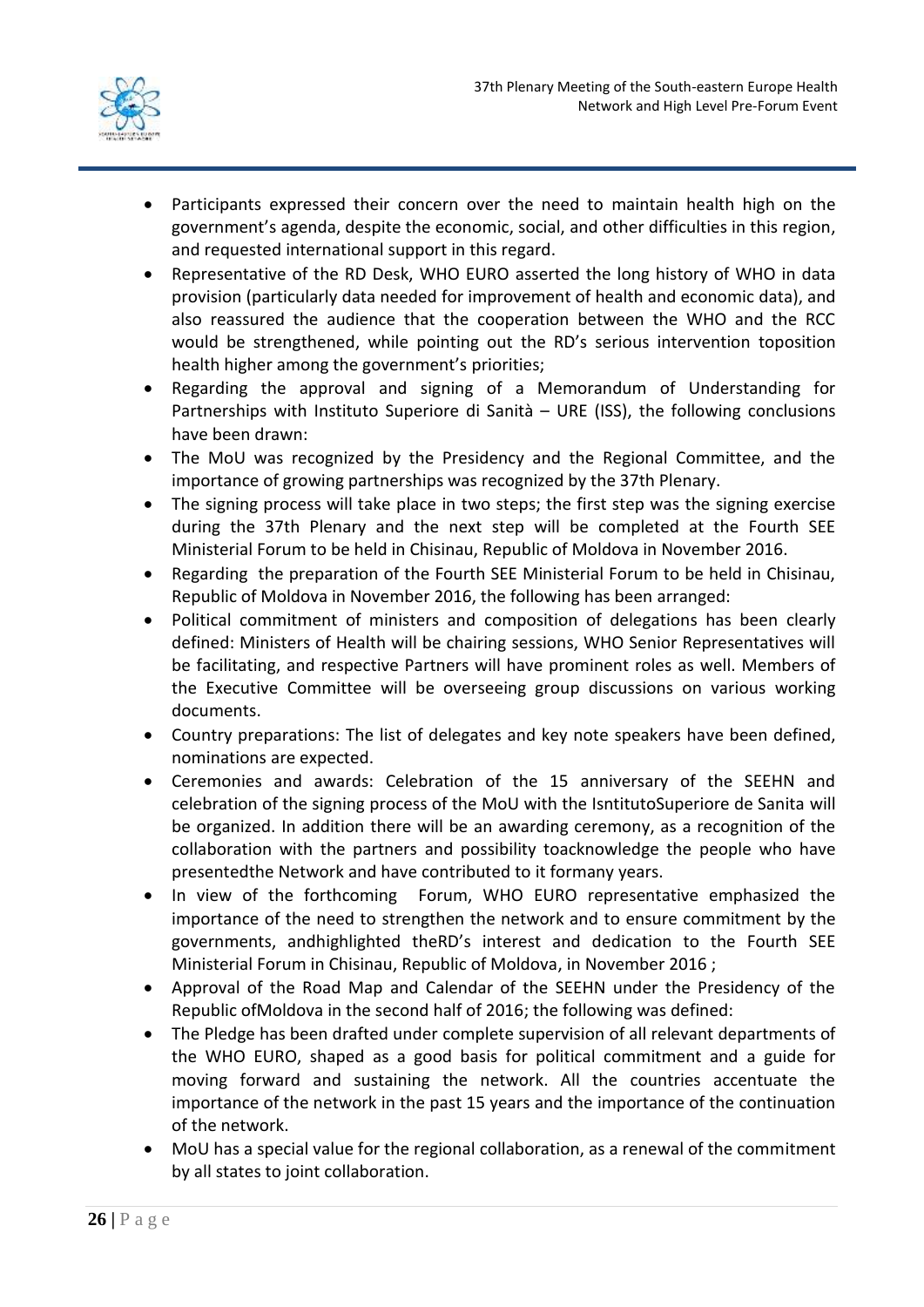- Participants expressed their concern over the need to maintain health high on the government's agenda, despite the economic, social, and other difficulties in this region, and requested international support in this regard.
- Representative of the RD Desk, WHO EURO asserted the long history of WHO in data provision (particularly data needed for improvement of health and economic data), and also reassured the audience that the cooperation between the WHO and the RCC would be strengthened, while pointing out the RD's serious intervention toposition health higher among the government's priorities;
- Regarding the approval and signing of a Memorandum of Understanding for Partnerships with Instituto Superiore di Sanità – URE (ISS), the following conclusions have been drawn:
- The MoU was recognized by the Presidency and the Regional Committee, and the importance of growing partnerships was recognized by the 37th Plenary.
- The signing process will take place in two steps; the first step was the signing exercise during the 37th Plenary and the next step will be completed at the Fourth SEE Ministerial Forum to be held in Chisinau, Republic of Moldova in November 2016.
- Regarding the preparation of the Fourth SEE Ministerial Forum to be held in Chisinau, Republic of Moldova in November 2016, the following has been arranged:
- Political commitment of ministers and composition of delegations has been clearly defined: Ministers of Health will be chairing sessions, WHO Senior Representatives will be facilitating, and respective Partners will have prominent roles as well. Members of the Executive Committee will be overseeing group discussions on various working documents.
- Country preparations: The list of delegates and key note speakers have been defined, nominations are expected.
- Ceremonies and awards: Celebration of the 15 anniversary of the SEEHN and celebration of the signing process of the MoU with the IsntitutoSuperiore de Sanita will be organized. In addition there will be an awarding ceremony, as a recognition of the collaboration with the partners and possibility toacknowledge the people who have presentedthe Network and have contributed to it formany years.
- In view of the forthcoming Forum, WHO EURO representative emphasized the importance of the need to strengthen the network and to ensure commitment by the governments, andhighlighted theRD's interest and dedication to the Fourth SEE Ministerial Forum in Chisinau, Republic of Moldova, in November 2016 ;
- Approval of the Road Map and Calendar of the SEEHN under the Presidency of the Republic ofMoldova in the second half of 2016; the following was defined:
- The Pledge has been drafted under complete supervision of all relevant departments of the WHO EURO, shaped as a good basis for political commitment and a guide for moving forward and sustaining the network. All the countries accentuate the importance of the network in the past 15 years and the importance of the continuation of the network.
- MoU has a special value for the regional collaboration, as a renewal of the commitment by all states to joint collaboration.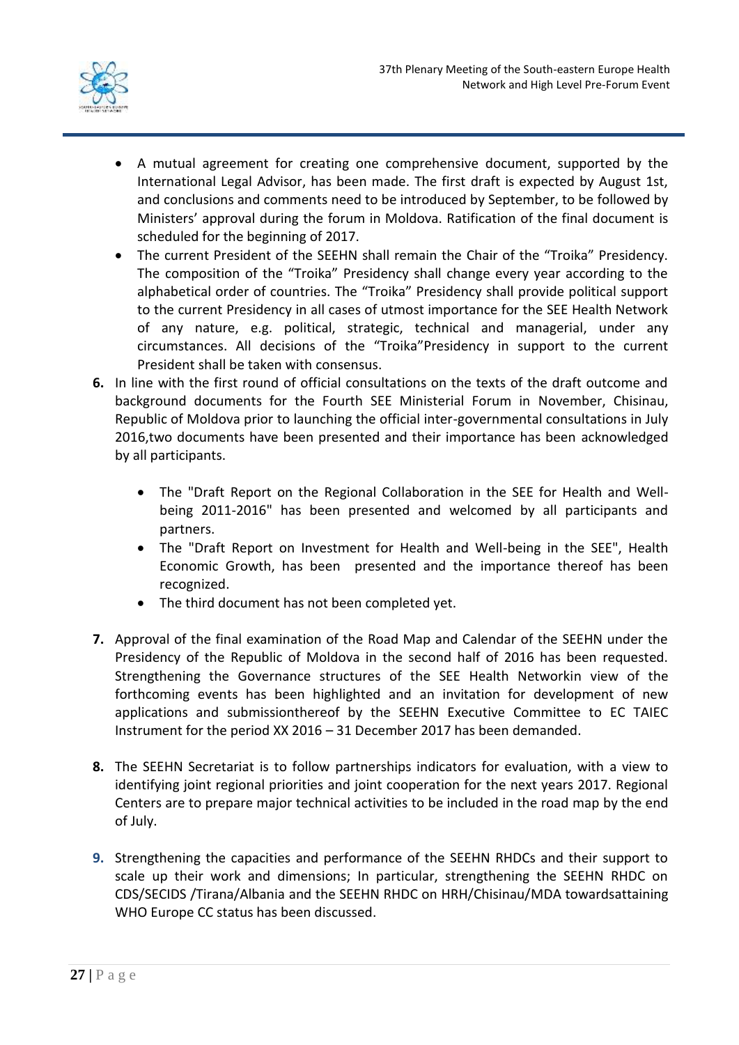- A mutual agreement for creating one comprehensive document, supported by the International Legal Advisor, has been made. The first draft is expected by August 1st, and conclusions and comments need to be introduced by September, to be followed by Ministers' approval during the forum in Moldova. Ratification of the final document is scheduled for the beginning of 2017.
- The current President of the SEEHN shall remain the Chair of the "Troika" Presidency. The composition of the "Troika" Presidency shall change every year according to the alphabetical order of countries. The "Troika" Presidency shall provide political support to the current Presidency in all cases of utmost importance for the SEE Health Network of any nature, e.g. political, strategic, technical and managerial, under any circumstances. All decisions of the "Troika"Presidency in support to the current President shall be taken with consensus.

**6.** In line with the first round of official consultations on the texts of the draft outcome and background documents for the Fourth SEE Ministerial Forum in November, Chisinau, Republic of Moldova prior to launching the official inter-governmental consultations in July 2016,two documents have been presented and their importance has been acknowledged by all participants.

- The "Draft Report on the Regional Collaboration in the SEE for Health and Well-being 2011-2016" has been presented and welcomed by all participants and partners.
- The "Draft Report on Investment for Health and Well-being in the SEE", Health Economic Growth, has been presented and the importance thereof has been recognized.
- The third document has not been completed yet.

**7.** Approval of the final examination of the Road Map and Calendar of the SEEHN under the Presidency of the Republic of Moldova in the second half of 2016 has been requested. Strengthening the Governance structures of the SEE Health Networkin view of the forthcoming events has been highlighted and an invitation for development of new applications and submissionthereof by the SEEHN Executive Committee to EC TAIEC Instrument for the period XX 2016 – 31 December 2017 has been demanded.

**8.** The SEEHN Secretariat is to follow partnerships indicators for evaluation, with a view to identifying joint regional priorities and joint cooperation for the next years 2017. Regional Centers are to prepare major technical activities to be included in the road map by the end of July.

**9.** Strengthening the capacities and performance of the SEEHN RHDCs and their support to scale up their work and dimensions; In particular, strengthening the SEEHN RHDC on CDS/SECIDS /Tirana/Albania and the SEEHN RHDC on HRH/Chisinau/MDA towardsattaining WHO Europe CC status has been discussed.